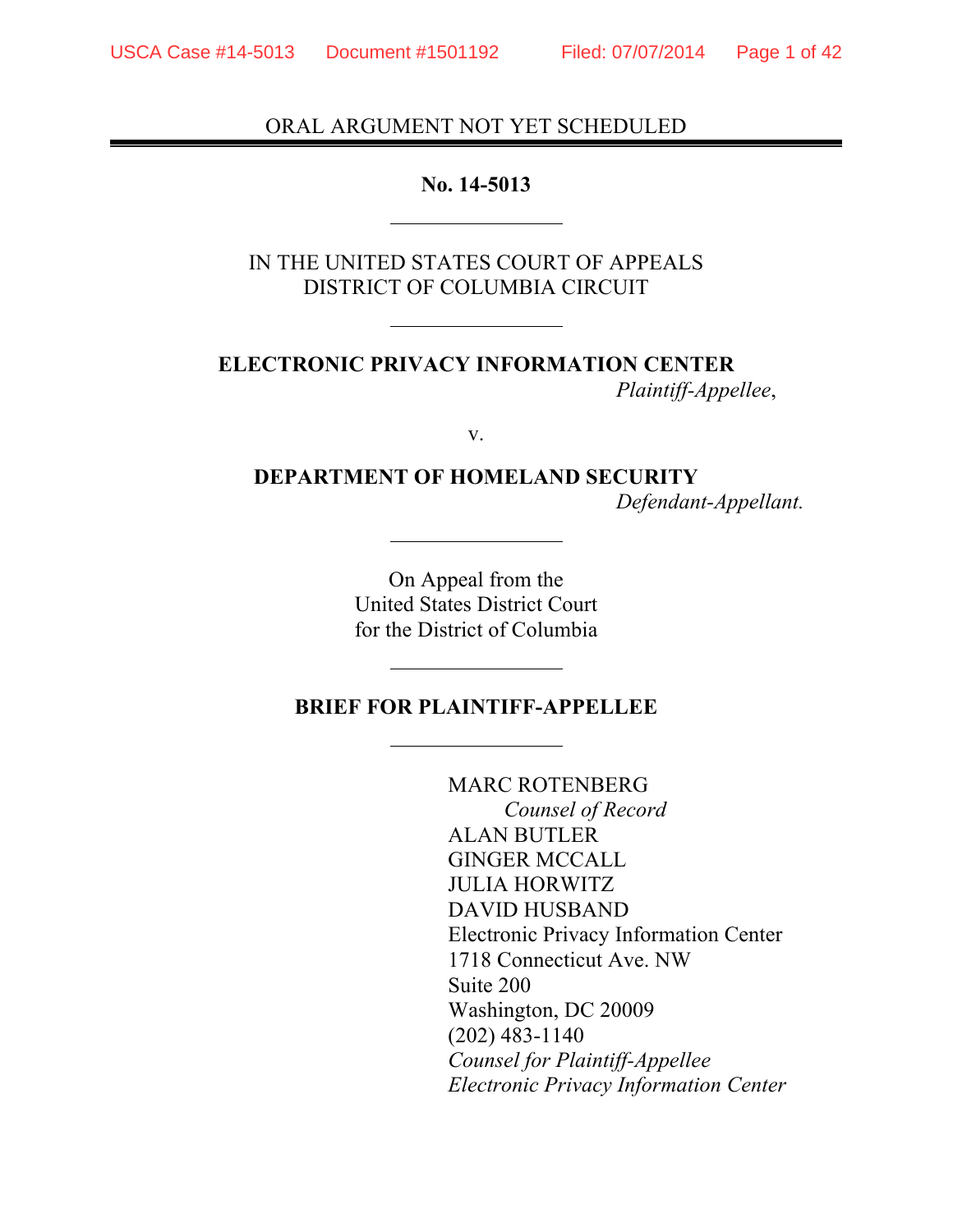ORAL ARGUMENT NOT YET SCHEDULED

---

**No. 14-5013**

---

IN THE UNITED STATES COURT OF APPEALS
DISTRICT OF COLUMBIA CIRCUIT

---

**ELECTRONIC PRIVACY INFORMATION CENTER**
*Plaintiff-Appellee*,

v.

**DEPARTMENT OF HOMELAND SECURITY**
*Defendant-Appellant.*

---

On Appeal from the
United States District Court
for the District of Columbia

---

**BRIEF FOR PLAINTIFF-APPELLEE**

---

MARC ROTENBERG
*Counsel of Record*
ALAN BUTLER
GINGER MCCALL
JULIA HORWITZ
DAVID HUSBAND
Electronic Privacy Information Center
1718 Connecticut Ave. NW
Suite 200
Washington, DC 20009
(202) 483-1140
*Counsel for Plaintiff-Appellee*
*Electronic Privacy Information Center*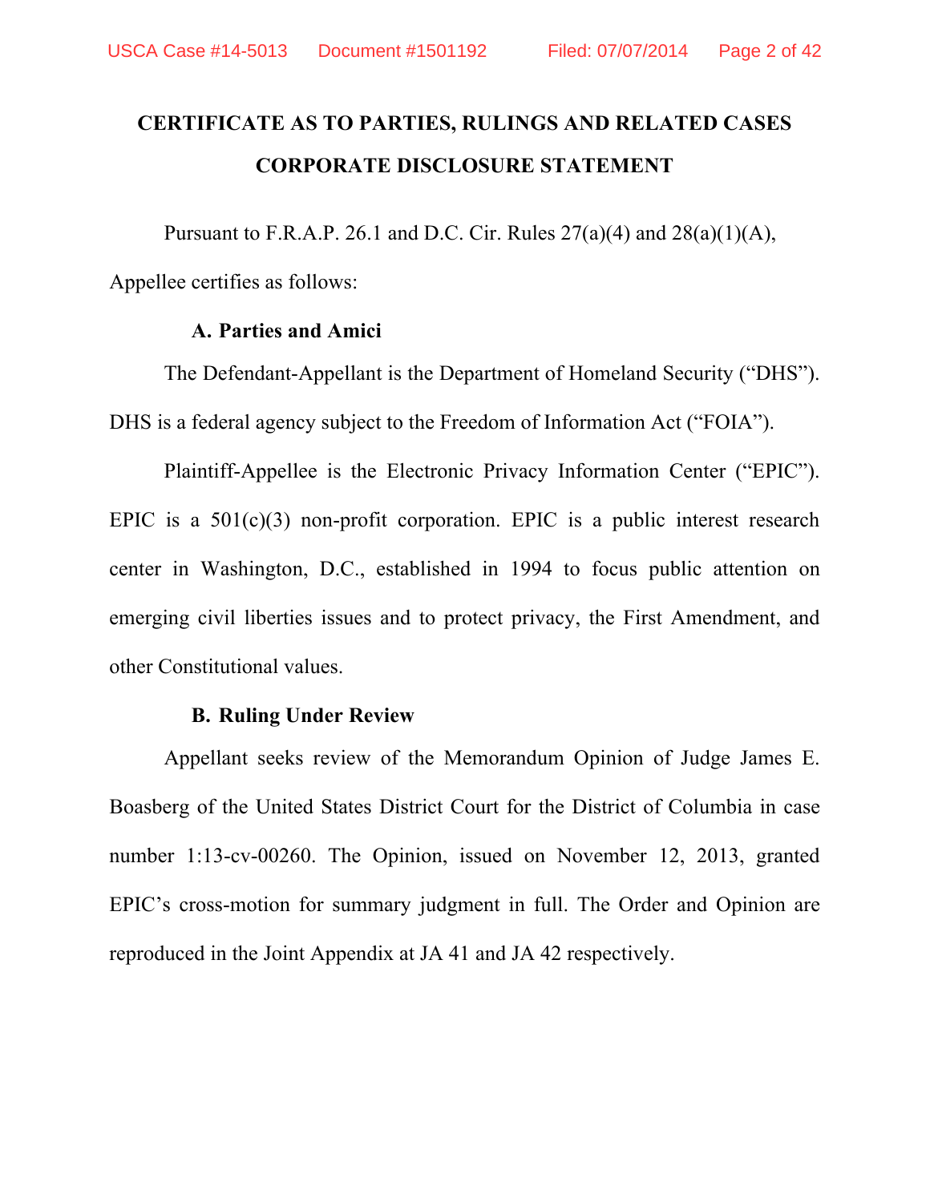# CERTIFICATE AS TO PARTIES, RULINGS AND RELATED CASES

# CORPORATE DISCLOSURE STATEMENT

Pursuant to F.R.A.P. 26.1 and D.C. Cir. Rules 27(a)(4) and 28(a)(1)(A), Appellee certifies as follows:

### A. Parties and Amici

The Defendant-Appellant is the Department of Homeland Security ("DHS"). DHS is a federal agency subject to the Freedom of Information Act ("FOIA").

Plaintiff-Appellee is the Electronic Privacy Information Center ("EPIC"). EPIC is a 501(c)(3) non-profit corporation. EPIC is a public interest research center in Washington, D.C., established in 1994 to focus public attention on emerging civil liberties issues and to protect privacy, the First Amendment, and other Constitutional values.

### B. Ruling Under Review

Appellant seeks review of the Memorandum Opinion of Judge James E. Boasberg of the United States District Court for the District of Columbia in case number 1:13-cv-00260. The Opinion, issued on November 12, 2013, granted EPIC's cross-motion for summary judgment in full. The Order and Opinion are reproduced in the Joint Appendix at JA 41 and JA 42 respectively.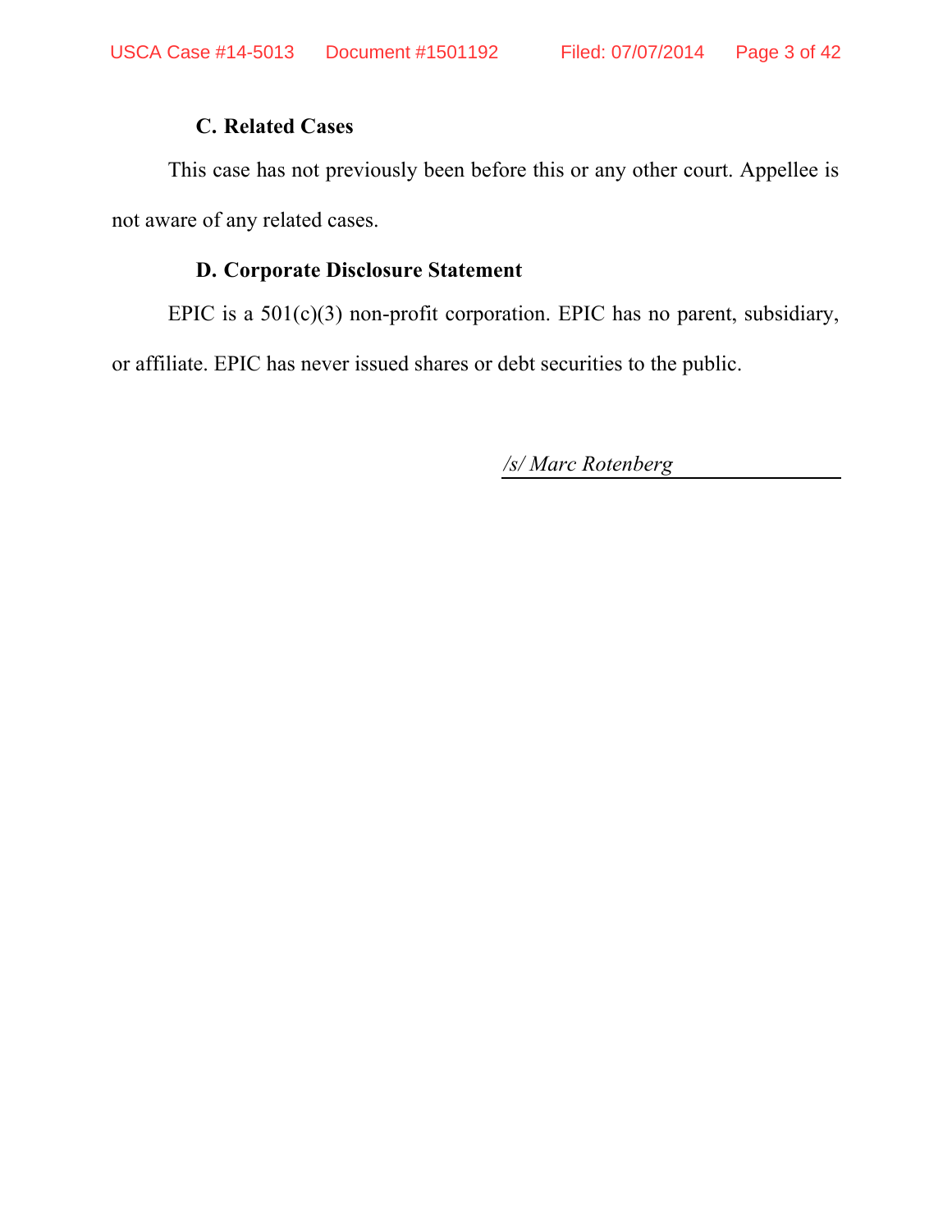### C. Related Cases

This case has not previously been before this or any other court. Appellee is not aware of any related cases.

### D. Corporate Disclosure Statement

EPIC is a 501(c)(3) non-profit corporation. EPIC has no parent, subsidiary, or affiliate. EPIC has never issued shares or debt securities to the public.

*/s/ Marc Rotenberg*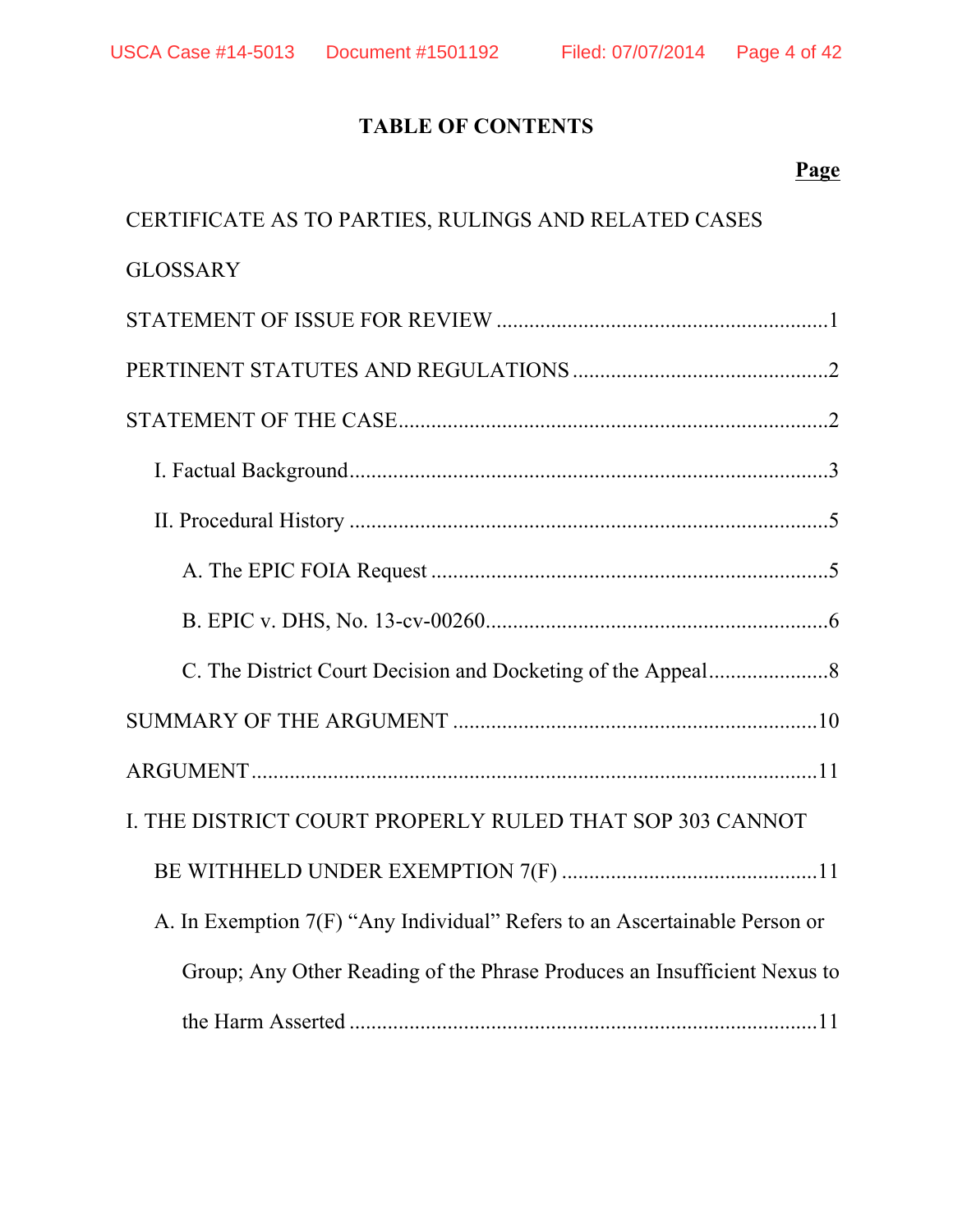# TABLE OF CONTENTS

| | **Page** |
|---|---|
| CERTIFICATE AS TO PARTIES, RULINGS AND RELATED CASES | |
| GLOSSARY | |
| STATEMENT OF ISSUE FOR REVIEW | 1 |
| PERTINENT STATUTES AND REGULATIONS | 2 |
| STATEMENT OF THE CASE | 2 |
| I. Factual Background | 3 |
| II. Procedural History | 5 |
| A. The EPIC FOIA Request | 5 |
| B. EPIC v. DHS, No. 13-cv-00260 | 6 |
| C. The District Court Decision and Docketing of the Appeal | 8 |
| SUMMARY OF THE ARGUMENT | 10 |
| ARGUMENT | 11 |
| I. THE DISTRICT COURT PROPERLY RULED THAT SOP 303 CANNOT BE WITHHELD UNDER EXEMPTION 7(F) | 11 |
| A. In Exemption 7(F) "Any Individual" Refers to an Ascertainable Person or Group; Any Other Reading of the Phrase Produces an Insufficient Nexus to the Harm Asserted | 11 |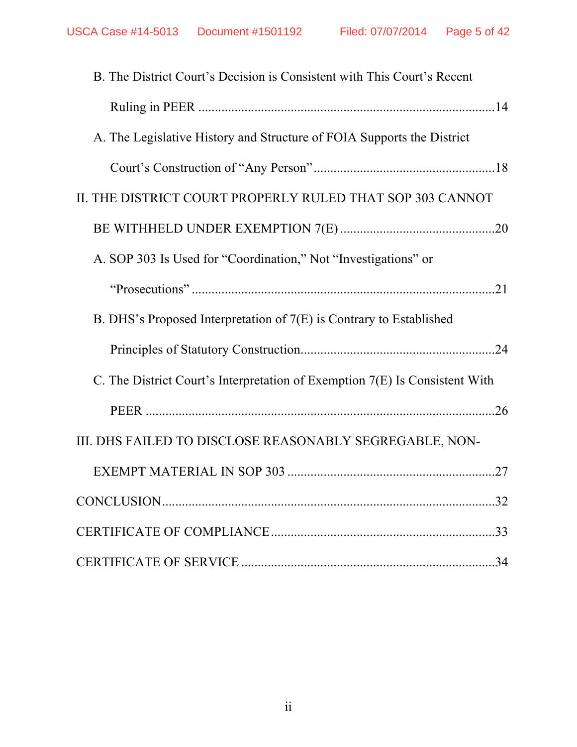B. The District Court's Decision is Consistent with This Court's Recent Ruling in PEER ........................................................................................14

A. The Legislative History and Structure of FOIA Supports the District Court's Construction of "Any Person" ......................................................18

II. THE DISTRICT COURT PROPERLY RULED THAT SOP 303 CANNOT BE WITHHELD UNDER EXEMPTION 7(E) ..............................................20

A. SOP 303 Is Used for "Coordination," Not "Investigations" or "Prosecutions" ..........................................................................................21

B. DHS's Proposed Interpretation of 7(E) is Contrary to Established Principles of Statutory Construction..........................................................24

C. The District Court's Interpretation of Exemption 7(E) Is Consistent With PEER ..........................................................................................26

III. DHS FAILED TO DISCLOSE REASONABLY SEGREGABLE, NON-EXEMPT MATERIAL IN SOP 303 ..............................................................27

CONCLUSION.....................................................................................................32

CERTIFICATE OF COMPLIANCE...................................................................33

CERTIFICATE OF SERVICE ............................................................................34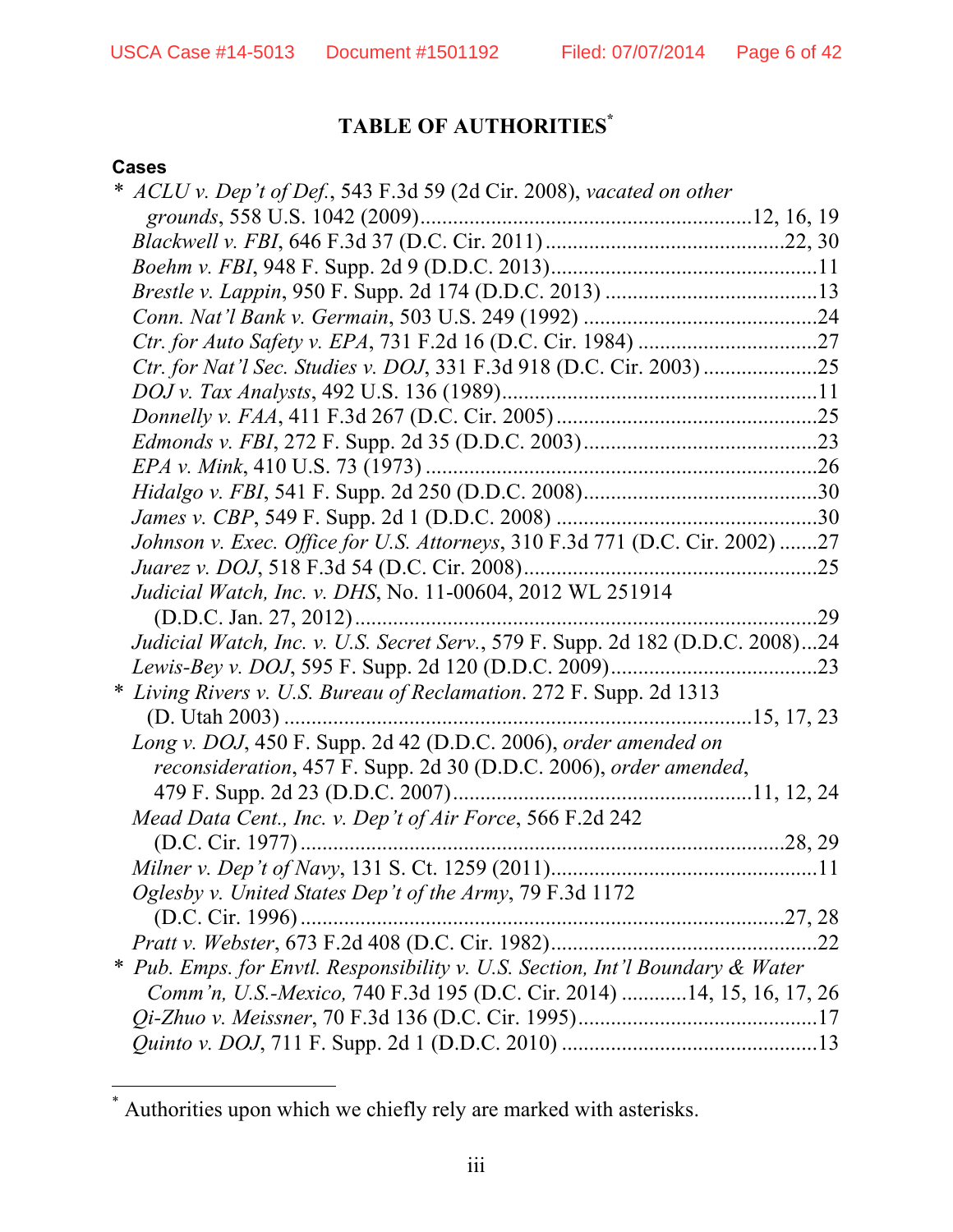# TABLE OF AUTHORITIES[*]

**Cases**

\* *ACLU v. Dep't of Def.*, 543 F.3d 59 (2d Cir. 2008), *vacated on other grounds*, 558 U.S. 1042 (2009) .......... 12, 16, 19

*Blackwell v. FBI*, 646 F.3d 37 (D.C. Cir. 2011) .......... 22, 30

*Boehm v. FBI*, 948 F. Supp. 2d 9 (D.D.C. 2013) .......... 11

*Brestle v. Lappin*, 950 F. Supp. 2d 174 (D.D.C. 2013) .......... 13

*Conn. Nat'l Bank v. Germain*, 503 U.S. 249 (1992) .......... 24

*Ctr. for Auto Safety v. EPA*, 731 F.2d 16 (D.C. Cir. 1984) .......... 27

*Ctr. for Nat'l Sec. Studies v. DOJ*, 331 F.3d 918 (D.C. Cir. 2003) .......... 25

*DOJ v. Tax Analysts*, 492 U.S. 136 (1989) .......... 11

*Donnelly v. FAA*, 411 F.3d 267 (D.C. Cir. 2005) .......... 25

*Edmonds v. FBI*, 272 F. Supp. 2d 35 (D.D.C. 2003) .......... 23

*EPA v. Mink*, 410 U.S. 73 (1973) .......... 26

*Hidalgo v. FBI*, 541 F. Supp. 2d 250 (D.D.C. 2008) .......... 30

*James v. CBP*, 549 F. Supp. 2d 1 (D.D.C. 2008) .......... 30

*Johnson v. Exec. Office for U.S. Attorneys*, 310 F.3d 771 (D.C. Cir. 2002) .......... 27

*Juarez v. DOJ*, 518 F.3d 54 (D.C. Cir. 2008) .......... 25

*Judicial Watch, Inc. v. DHS*, No. 11-00604, 2012 WL 251914 (D.D.C. Jan. 27, 2012) .......... 29

*Judicial Watch, Inc. v. U.S. Secret Serv.*, 579 F. Supp. 2d 182 (D.D.C. 2008) ... 24

*Lewis-Bey v. DOJ*, 595 F. Supp. 2d 120 (D.D.C. 2009) .......... 23

\* *Living Rivers v. U.S. Bureau of Reclamation*. 272 F. Supp. 2d 1313 (D. Utah 2003) .......... 15, 17, 23

*Long v. DOJ*, 450 F. Supp. 2d 42 (D.D.C. 2006), *order amended on reconsideration*, 457 F. Supp. 2d 30 (D.D.C. 2006), *order amended*, 479 F. Supp. 2d 23 (D.D.C. 2007) .......... 11, 12, 24

*Mead Data Cent., Inc. v. Dep't of Air Force*, 566 F.2d 242 (D.C. Cir. 1977) .......... 28, 29

*Milner v. Dep't of Navy*, 131 S. Ct. 1259 (2011) .......... 11

*Oglesby v. United States Dep't of the Army*, 79 F.3d 1172 (D.C. Cir. 1996) .......... 27, 28

*Pratt v. Webster*, 673 F.2d 408 (D.C. Cir. 1982) .......... 22

\* *Pub. Emps. for Envtl. Responsibility v. U.S. Section, Int'l Boundary & Water Comm'n, U.S.-Mexico,* 740 F.3d 195 (D.C. Cir. 2014) .......... 14, 15, 16, 17, 26

*Qi-Zhuo v. Meissner*, 70 F.3d 136 (D.C. Cir. 1995) .......... 17

*Quinto v. DOJ*, 711 F. Supp. 2d 1 (D.D.C. 2010) .......... 13

---

[*] Authorities upon which we chiefly rely are marked with asterisks.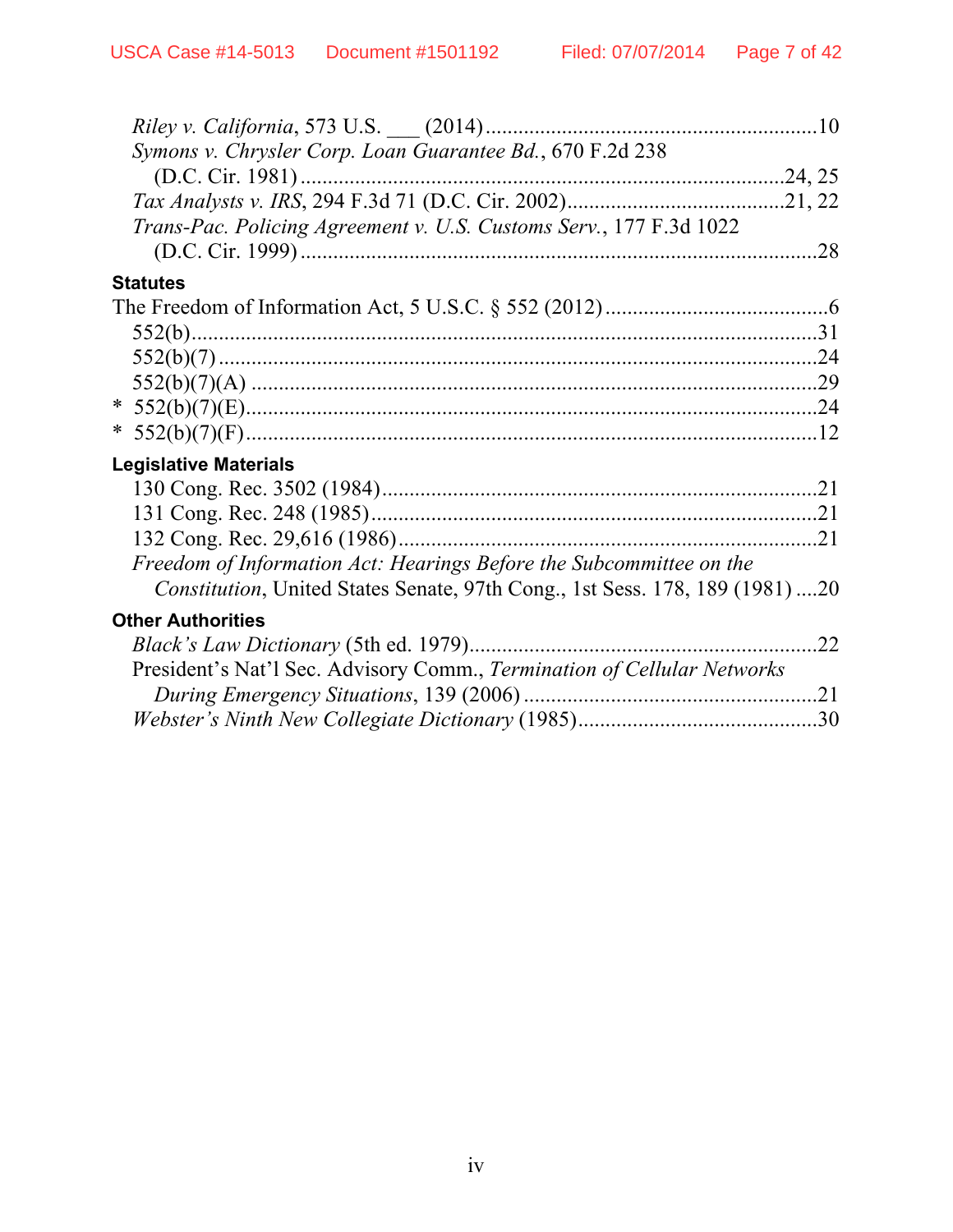*Riley v. California*, 573 U.S. ___ (2014) ............................................................10

*Symons v. Chrysler Corp. Loan Guarantee Bd.*, 670 F.2d 238 (D.C. Cir. 1981) ........................................................................................24, 25

*Tax Analysts v. IRS*, 294 F.3d 71 (D.C. Cir. 2002)........................................21, 22

*Trans-Pac. Policing Agreement v. U.S. Customs Serv.*, 177 F.3d 1022 (D.C. Cir. 1999) ...............................................................................................28

**Statutes**

The Freedom of Information Act, 5 U.S.C. § 552 (2012) ........................................6

552(b)...................................................................................................................31

552(b)(7) ..............................................................................................................24

552(b)(7)(A) ........................................................................................................29

\* 552(b)(7)(E)........................................................................................................24

\* 552(b)(7)(F)........................................................................................................12

**Legislative Materials**

130 Cong. Rec. 3502 (1984)...............................................................................21

131 Cong. Rec. 248 (1985).................................................................................21

132 Cong. Rec. 29,616 (1986)............................................................................21

*Freedom of Information Act: Hearings Before the Subcommittee on the Constitution*, United States Senate, 97th Cong., 1st Sess. 178, 189 (1981) ....20

**Other Authorities**

*Black's Law Dictionary* (5th ed. 1979)...............................................................22

President's Nat'l Sec. Advisory Comm., *Termination of Cellular Networks During Emergency Situations*, 139 (2006) .....................................................21

*Webster's Ninth New Collegiate Dictionary* (1985)...........................................30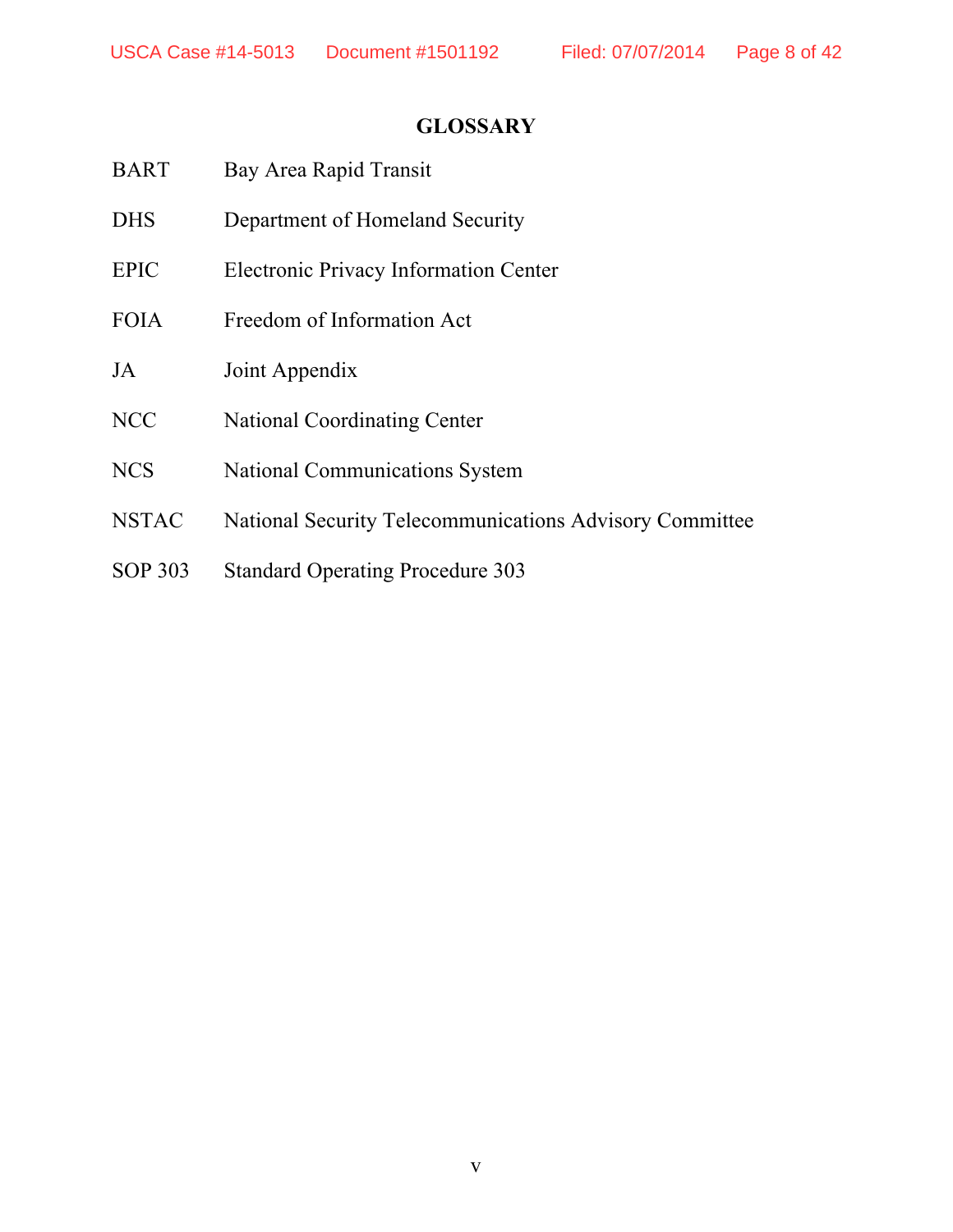# GLOSSARY

| | |
|---|---|
| BART | Bay Area Rapid Transit |
| DHS | Department of Homeland Security |
| EPIC | Electronic Privacy Information Center |
| FOIA | Freedom of Information Act |
| JA | Joint Appendix |
| NCC | National Coordinating Center |
| NCS | National Communications System |
| NSTAC | National Security Telecommunications Advisory Committee |
| SOP 303 | Standard Operating Procedure 303 |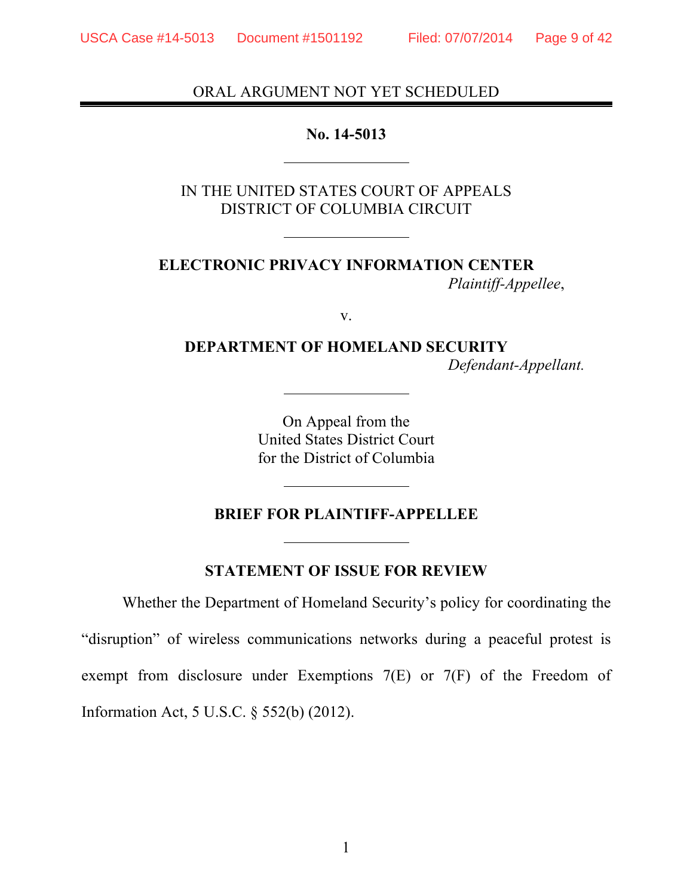ORAL ARGUMENT NOT YET SCHEDULED

**No. 14-5013**

IN THE UNITED STATES COURT OF APPEALS
DISTRICT OF COLUMBIA CIRCUIT

**ELECTRONIC PRIVACY INFORMATION CENTER**
*Plaintiff-Appellee*,

v.

**DEPARTMENT OF HOMELAND SECURITY**
*Defendant-Appellant.*

On Appeal from the
United States District Court
for the District of Columbia

**BRIEF FOR PLAINTIFF-APPELLEE**

## STATEMENT OF ISSUE FOR REVIEW

Whether the Department of Homeland Security's policy for coordinating the "disruption" of wireless communications networks during a peaceful protest is exempt from disclosure under Exemptions 7(E) or 7(F) of the Freedom of Information Act, 5 U.S.C. § 552(b) (2012).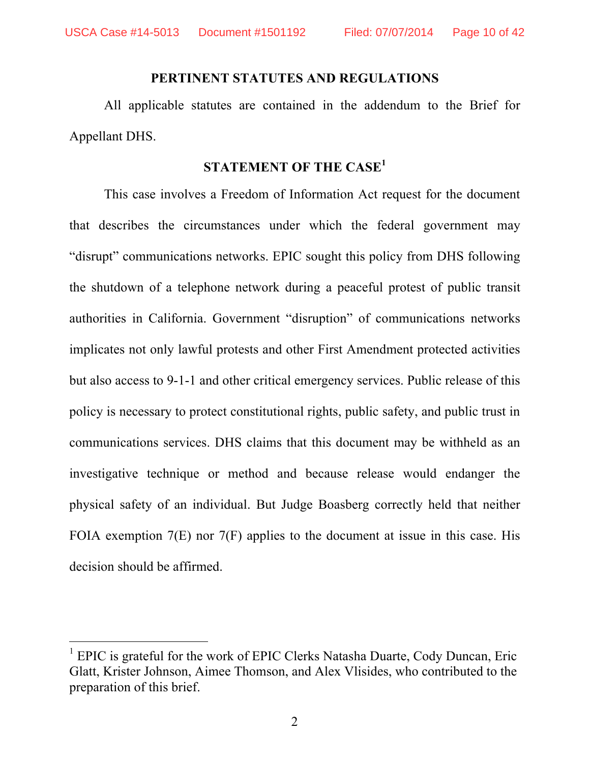## PERTINENT STATUTES AND REGULATIONS

All applicable statutes are contained in the addendum to the Brief for Appellant DHS.

## STATEMENT OF THE CASE[1]

This case involves a Freedom of Information Act request for the document that describes the circumstances under which the federal government may "disrupt" communications networks. EPIC sought this policy from DHS following the shutdown of a telephone network during a peaceful protest of public transit authorities in California. Government "disruption" of communications networks implicates not only lawful protests and other First Amendment protected activities but also access to 9-1-1 and other critical emergency services. Public release of this policy is necessary to protect constitutional rights, public safety, and public trust in communications services. DHS claims that this document may be withheld as an investigative technique or method and because release would endanger the physical safety of an individual. But Judge Boasberg correctly held that neither FOIA exemption 7(E) nor 7(F) applies to the document at issue in this case. His decision should be affirmed.

---

[1] EPIC is grateful for the work of EPIC Clerks Natasha Duarte, Cody Duncan, Eric Glatt, Krister Johnson, Aimee Thomson, and Alex Vlisides, who contributed to the preparation of this brief.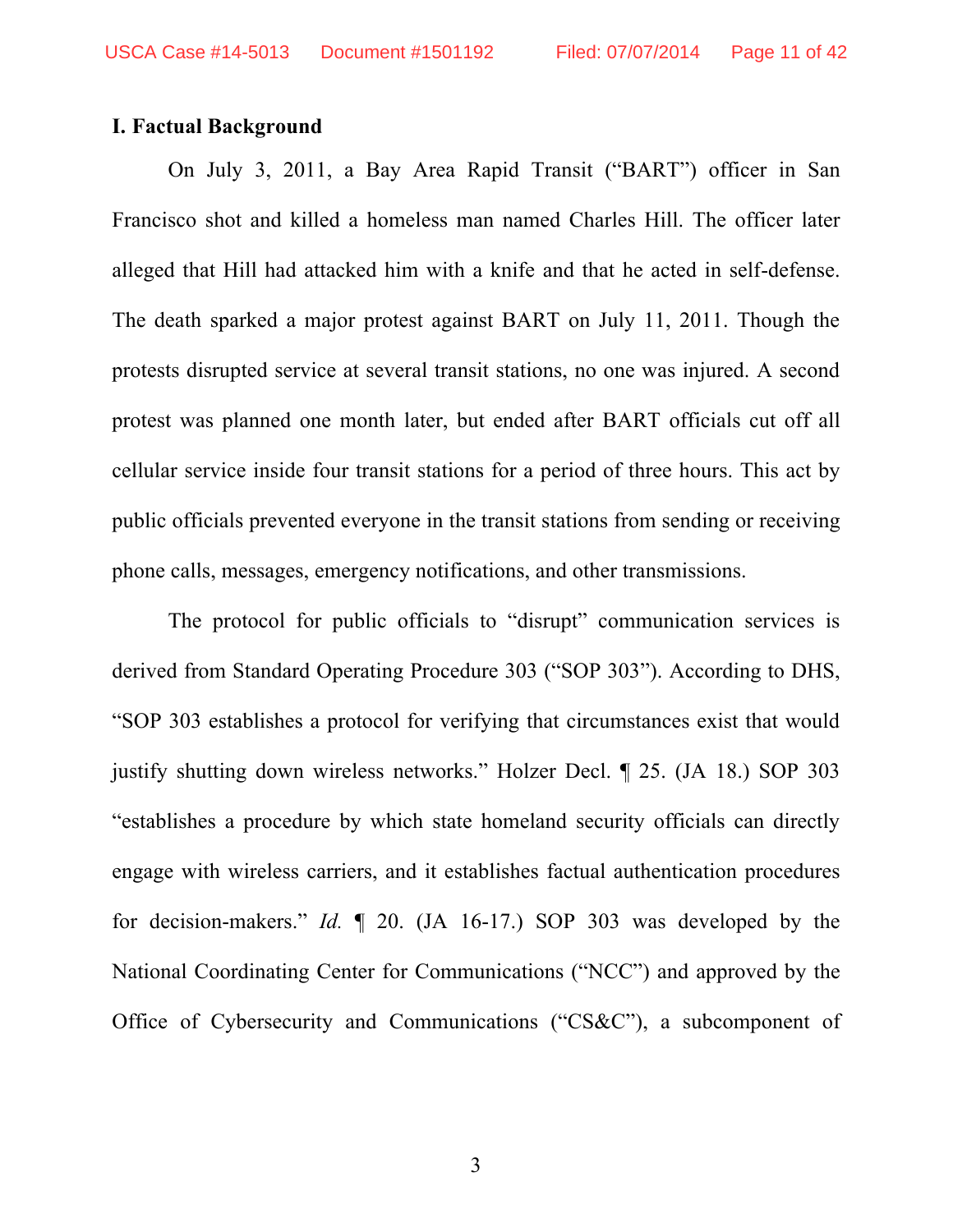### I. Factual Background

On July 3, 2011, a Bay Area Rapid Transit ("BART") officer in San Francisco shot and killed a homeless man named Charles Hill. The officer later alleged that Hill had attacked him with a knife and that he acted in self-defense. The death sparked a major protest against BART on July 11, 2011. Though the protests disrupted service at several transit stations, no one was injured. A second protest was planned one month later, but ended after BART officials cut off all cellular service inside four transit stations for a period of three hours. This act by public officials prevented everyone in the transit stations from sending or receiving phone calls, messages, emergency notifications, and other transmissions.

The protocol for public officials to "disrupt" communication services is derived from Standard Operating Procedure 303 ("SOP 303"). According to DHS, "SOP 303 establishes a protocol for verifying that circumstances exist that would justify shutting down wireless networks." Holzer Decl. ¶ 25. (JA 18.) SOP 303 "establishes a procedure by which state homeland security officials can directly engage with wireless carriers, and it establishes factual authentication procedures for decision-makers." *Id.* ¶ 20. (JA 16-17.) SOP 303 was developed by the National Coordinating Center for Communications ("NCC") and approved by the Office of Cybersecurity and Communications ("CS&C"), a subcomponent of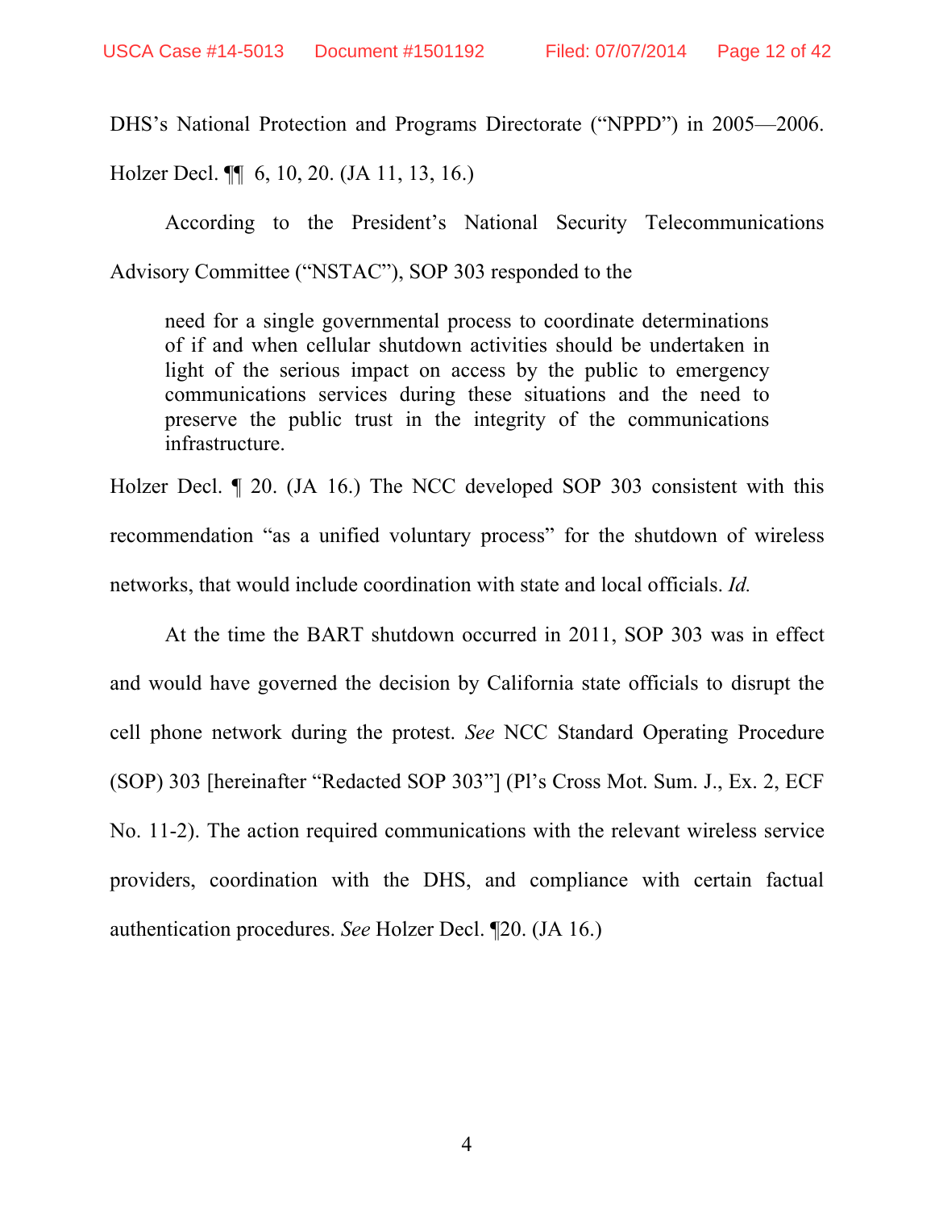DHS's National Protection and Programs Directorate ("NPPD") in 2005—2006. Holzer Decl. ¶¶ 6, 10, 20. (JA 11, 13, 16.)

According to the President's National Security Telecommunications Advisory Committee ("NSTAC"), SOP 303 responded to the

> need for a single governmental process to coordinate determinations of if and when cellular shutdown activities should be undertaken in light of the serious impact on access by the public to emergency communications services during these situations and the need to preserve the public trust in the integrity of the communications infrastructure.

Holzer Decl. ¶ 20. (JA 16.) The NCC developed SOP 303 consistent with this recommendation "as a unified voluntary process" for the shutdown of wireless networks, that would include coordination with state and local officials. *Id.*

At the time the BART shutdown occurred in 2011, SOP 303 was in effect and would have governed the decision by California state officials to disrupt the cell phone network during the protest. *See* NCC Standard Operating Procedure (SOP) 303 [hereinafter "Redacted SOP 303"] (Pl's Cross Mot. Sum. J., Ex. 2, ECF No. 11-2). The action required communications with the relevant wireless service providers, coordination with the DHS, and compliance with certain factual authentication procedures. *See* Holzer Decl. ¶20. (JA 16.)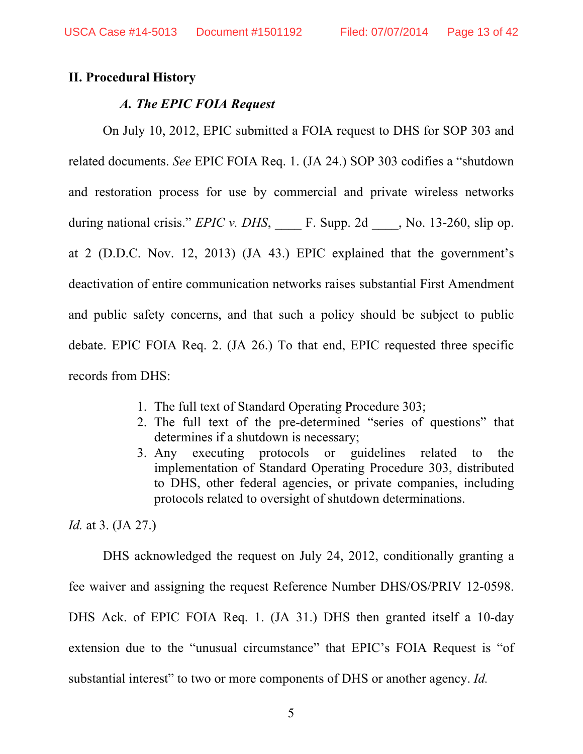## II. Procedural History

### *A. The EPIC FOIA Request*

On July 10, 2012, EPIC submitted a FOIA request to DHS for SOP 303 and related documents. *See* EPIC FOIA Req. 1. (JA 24.) SOP 303 codifies a "shutdown and restoration process for use by commercial and private wireless networks during national crisis." *EPIC v. DHS*, ____ F. Supp. 2d ____, No. 13-260, slip op. at 2 (D.D.C. Nov. 12, 2013) (JA 43.) EPIC explained that the government's deactivation of entire communication networks raises substantial First Amendment and public safety concerns, and that such a policy should be subject to public debate. EPIC FOIA Req. 2. (JA 26.) To that end, EPIC requested three specific records from DHS:

1. The full text of Standard Operating Procedure 303;
2. The full text of the pre-determined "series of questions" that determines if a shutdown is necessary;
3. Any executing protocols or guidelines related to the implementation of Standard Operating Procedure 303, distributed to DHS, other federal agencies, or private companies, including protocols related to oversight of shutdown determinations.

*Id.* at 3. (JA 27.)

DHS acknowledged the request on July 24, 2012, conditionally granting a fee waiver and assigning the request Reference Number DHS/OS/PRIV 12-0598. DHS Ack. of EPIC FOIA Req. 1. (JA 31.) DHS then granted itself a 10-day extension due to the "unusual circumstance" that EPIC's FOIA Request is "of substantial interest" to two or more components of DHS or another agency. *Id.*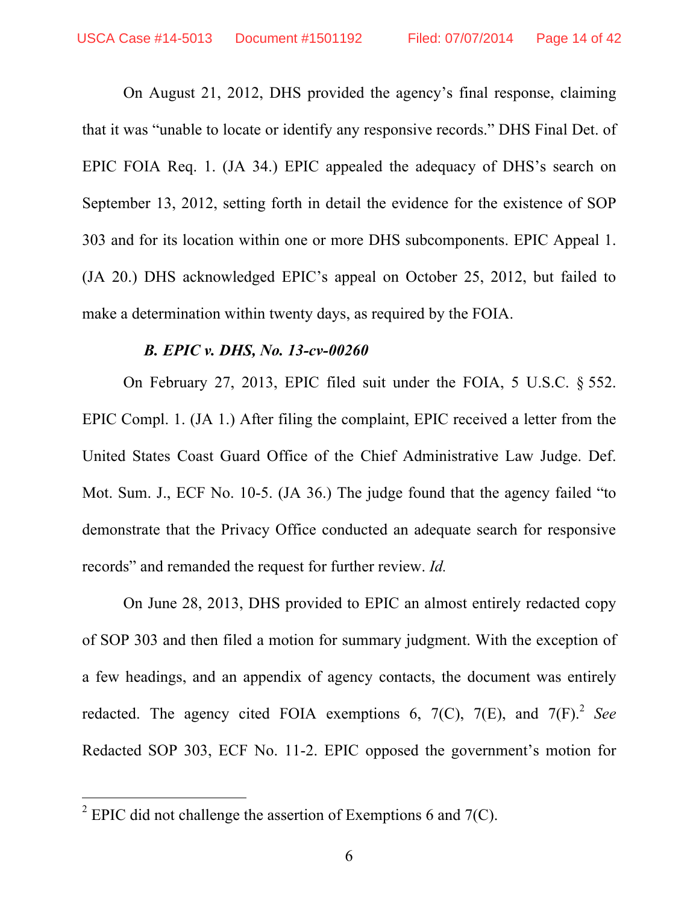On August 21, 2012, DHS provided the agency's final response, claiming that it was "unable to locate or identify any responsive records." DHS Final Det. of EPIC FOIA Req. 1. (JA 34.) EPIC appealed the adequacy of DHS's search on September 13, 2012, setting forth in detail the evidence for the existence of SOP 303 and for its location within one or more DHS subcomponents. EPIC Appeal 1. (JA 20.) DHS acknowledged EPIC's appeal on October 25, 2012, but failed to make a determination within twenty days, as required by the FOIA.

### *B. EPIC v. DHS, No. 13-cv-00260*

On February 27, 2013, EPIC filed suit under the FOIA, 5 U.S.C. § 552. EPIC Compl. 1. (JA 1.) After filing the complaint, EPIC received a letter from the United States Coast Guard Office of the Chief Administrative Law Judge. Def. Mot. Sum. J., ECF No. 10-5. (JA 36.) The judge found that the agency failed "to demonstrate that the Privacy Office conducted an adequate search for responsive records" and remanded the request for further review. *Id.*

On June 28, 2013, DHS provided to EPIC an almost entirely redacted copy of SOP 303 and then filed a motion for summary judgment. With the exception of a few headings, and an appendix of agency contacts, the document was entirely redacted. The agency cited FOIA exemptions 6, 7(C), 7(E), and 7(F).[2] *See* Redacted SOP 303, ECF No. 11-2. EPIC opposed the government's motion for

---

[2] EPIC did not challenge the assertion of Exemptions 6 and 7(C).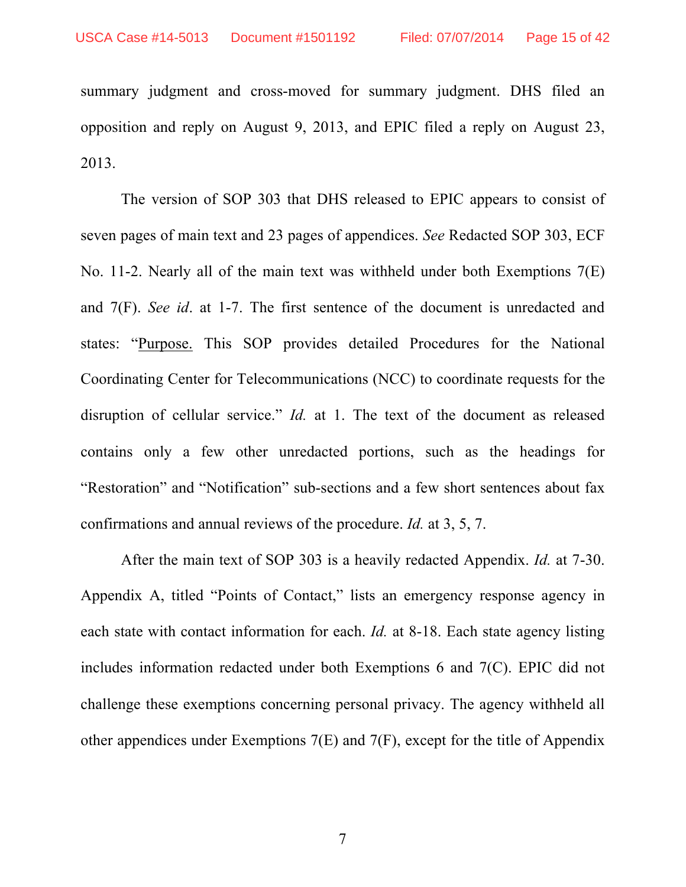summary judgment and cross-moved for summary judgment. DHS filed an opposition and reply on August 9, 2013, and EPIC filed a reply on August 23, 2013.

The version of SOP 303 that DHS released to EPIC appears to consist of seven pages of main text and 23 pages of appendices. *See* Redacted SOP 303, ECF No. 11-2. Nearly all of the main text was withheld under both Exemptions 7(E) and 7(F). *See id*. at 1-7. The first sentence of the document is unredacted and states: "<u>Purpose.</u> This SOP provides detailed Procedures for the National Coordinating Center for Telecommunications (NCC) to coordinate requests for the disruption of cellular service." *Id.* at 1. The text of the document as released contains only a few other unredacted portions, such as the headings for "Restoration" and "Notification" sub-sections and a few short sentences about fax confirmations and annual reviews of the procedure. *Id.* at 3, 5, 7.

After the main text of SOP 303 is a heavily redacted Appendix. *Id.* at 7-30. Appendix A, titled "Points of Contact," lists an emergency response agency in each state with contact information for each. *Id.* at 8-18. Each state agency listing includes information redacted under both Exemptions 6 and 7(C). EPIC did not challenge these exemptions concerning personal privacy. The agency withheld all other appendices under Exemptions 7(E) and 7(F), except for the title of Appendix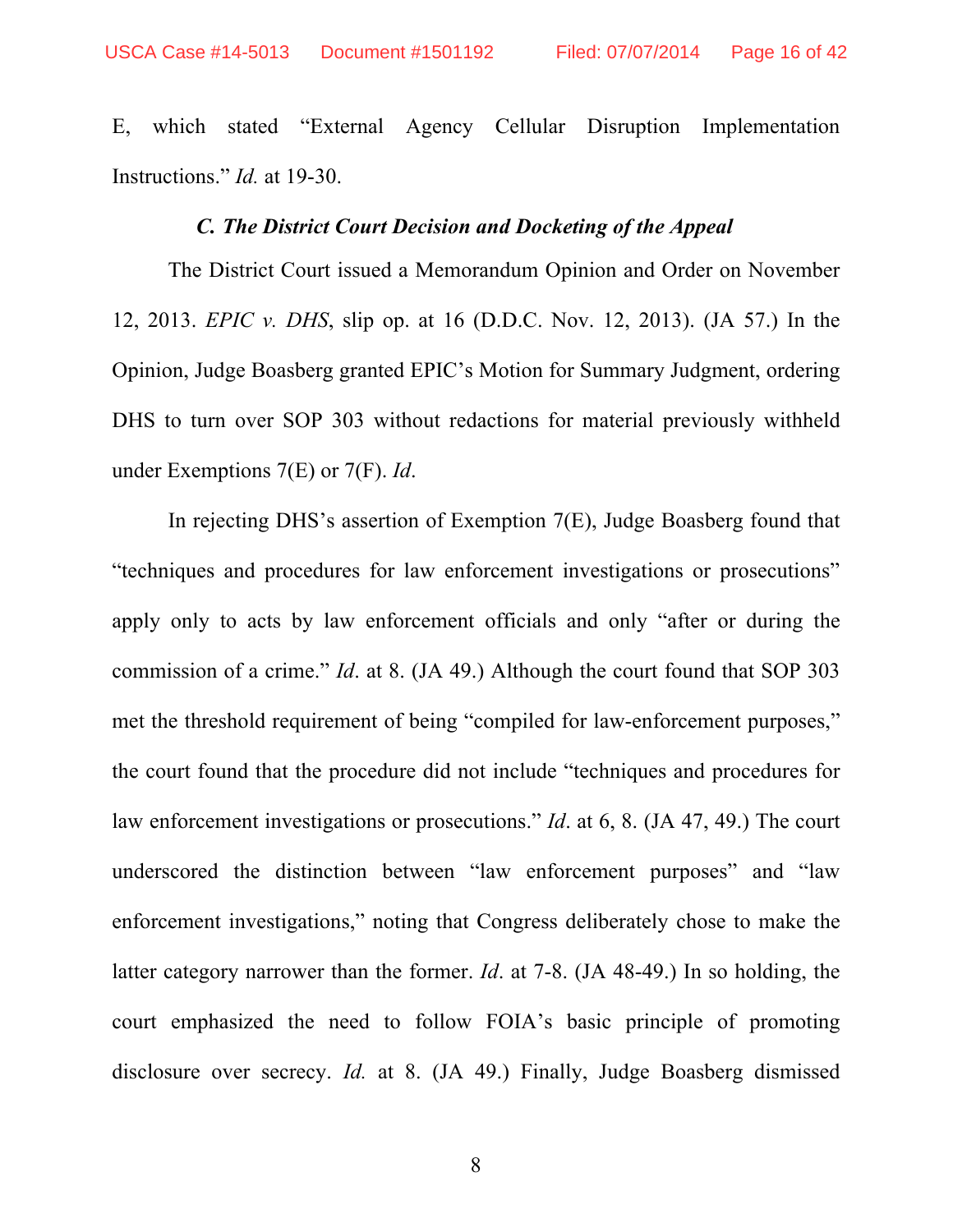E, which stated "External Agency Cellular Disruption Implementation Instructions." *Id.* at 19-30.

### *C. The District Court Decision and Docketing of the Appeal*

The District Court issued a Memorandum Opinion and Order on November 12, 2013. *EPIC v. DHS*, slip op. at 16 (D.D.C. Nov. 12, 2013). (JA 57.) In the Opinion, Judge Boasberg granted EPIC's Motion for Summary Judgment, ordering DHS to turn over SOP 303 without redactions for material previously withheld under Exemptions 7(E) or 7(F). *Id*.

In rejecting DHS's assertion of Exemption 7(E), Judge Boasberg found that "techniques and procedures for law enforcement investigations or prosecutions" apply only to acts by law enforcement officials and only "after or during the commission of a crime." *Id*. at 8. (JA 49.) Although the court found that SOP 303 met the threshold requirement of being "compiled for law-enforcement purposes," the court found that the procedure did not include "techniques and procedures for law enforcement investigations or prosecutions." *Id*. at 6, 8. (JA 47, 49.) The court underscored the distinction between "law enforcement purposes" and "law enforcement investigations," noting that Congress deliberately chose to make the latter category narrower than the former. *Id*. at 7-8. (JA 48-49.) In so holding, the court emphasized the need to follow FOIA's basic principle of promoting disclosure over secrecy. *Id.* at 8. (JA 49.) Finally, Judge Boasberg dismissed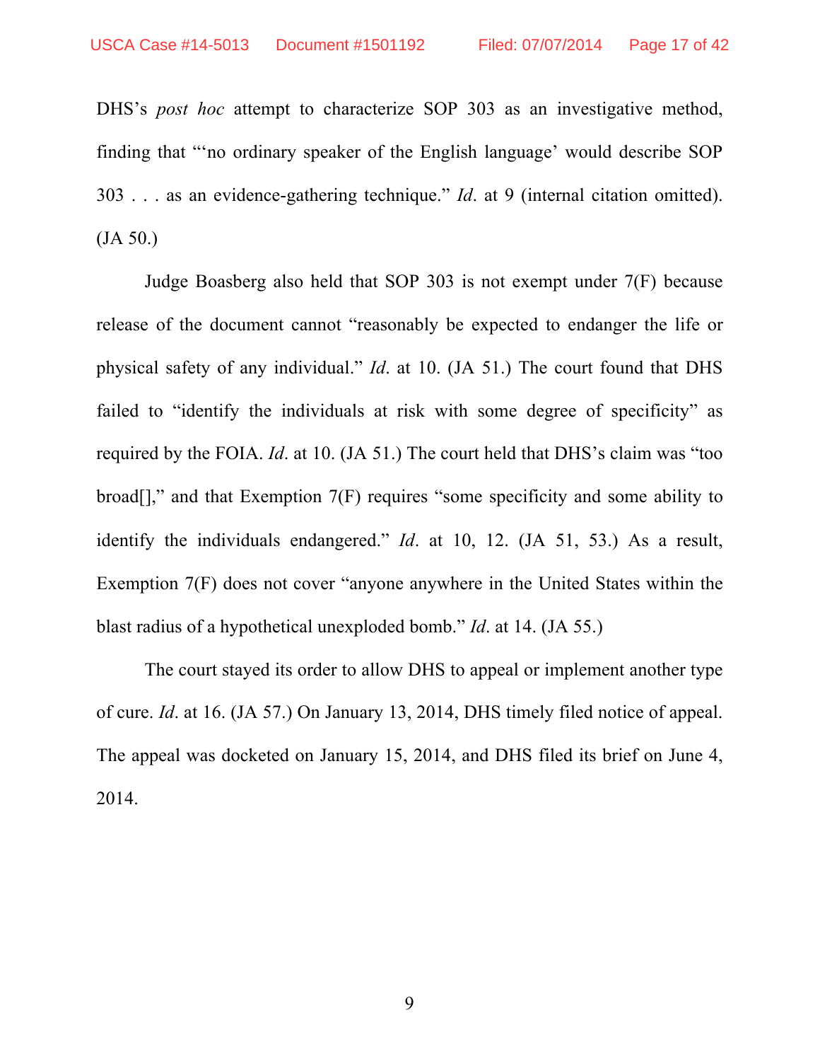DHS's *post hoc* attempt to characterize SOP 303 as an investigative method, finding that "'no ordinary speaker of the English language' would describe SOP 303 . . . as an evidence-gathering technique." *Id*. at 9 (internal citation omitted). (JA 50.)

Judge Boasberg also held that SOP 303 is not exempt under 7(F) because release of the document cannot "reasonably be expected to endanger the life or physical safety of any individual." *Id*. at 10. (JA 51.) The court found that DHS failed to "identify the individuals at risk with some degree of specificity" as required by the FOIA. *Id*. at 10. (JA 51.) The court held that DHS's claim was "too broad[]," and that Exemption 7(F) requires "some specificity and some ability to identify the individuals endangered." *Id*. at 10, 12. (JA 51, 53.) As a result, Exemption 7(F) does not cover "anyone anywhere in the United States within the blast radius of a hypothetical unexploded bomb." *Id*. at 14. (JA 55.)

The court stayed its order to allow DHS to appeal or implement another type of cure. *Id*. at 16. (JA 57.) On January 13, 2014, DHS timely filed notice of appeal. The appeal was docketed on January 15, 2014, and DHS filed its brief on June 4, 2014.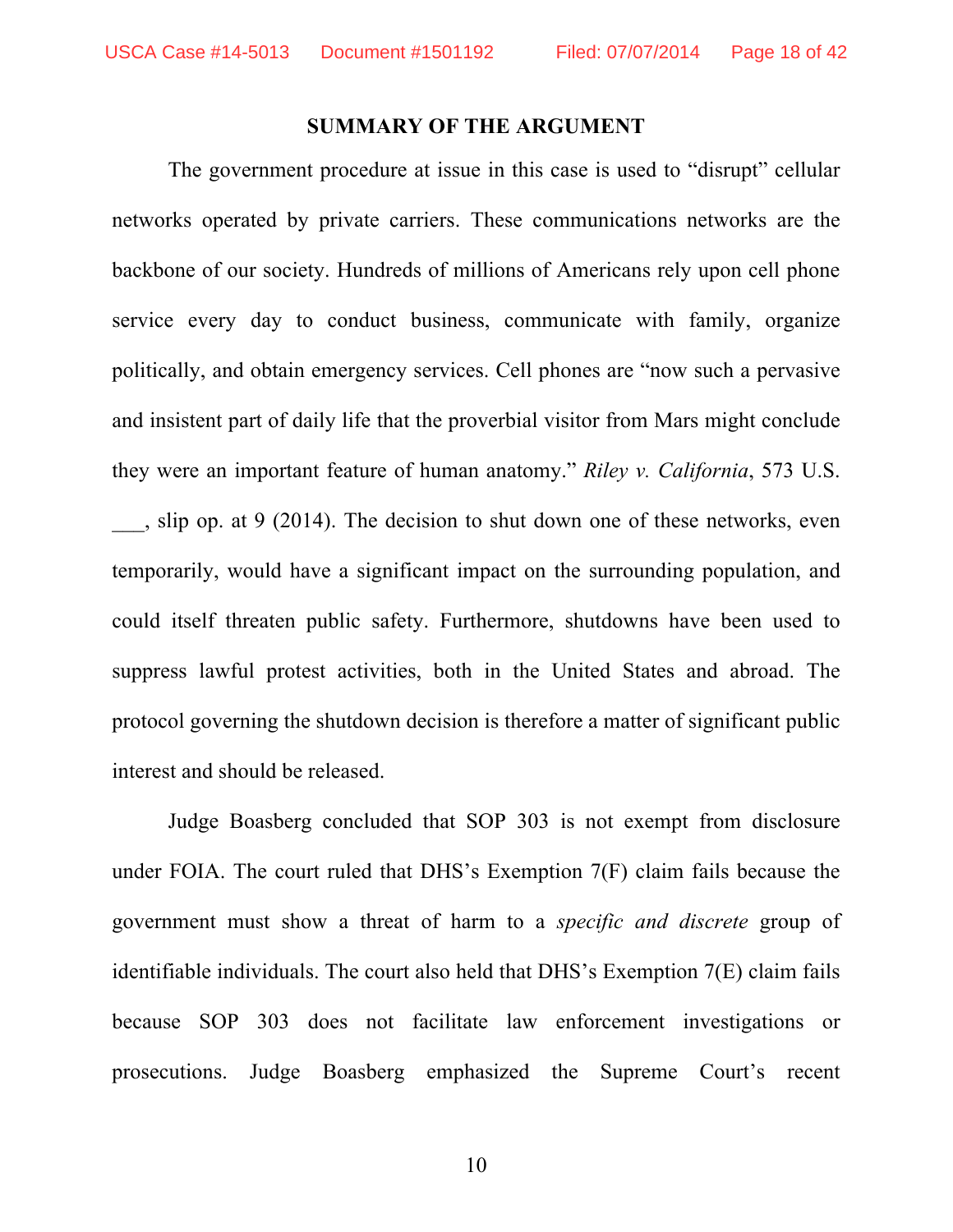## SUMMARY OF THE ARGUMENT

The government procedure at issue in this case is used to "disrupt" cellular networks operated by private carriers. These communications networks are the backbone of our society. Hundreds of millions of Americans rely upon cell phone service every day to conduct business, communicate with family, organize politically, and obtain emergency services. Cell phones are "now such a pervasive and insistent part of daily life that the proverbial visitor from Mars might conclude they were an important feature of human anatomy." *Riley v. California*, 573 U.S. ___, slip op. at 9 (2014). The decision to shut down one of these networks, even temporarily, would have a significant impact on the surrounding population, and could itself threaten public safety. Furthermore, shutdowns have been used to suppress lawful protest activities, both in the United States and abroad. The protocol governing the shutdown decision is therefore a matter of significant public interest and should be released.

Judge Boasberg concluded that SOP 303 is not exempt from disclosure under FOIA. The court ruled that DHS's Exemption 7(F) claim fails because the government must show a threat of harm to a *specific and discrete* group of identifiable individuals. The court also held that DHS's Exemption 7(E) claim fails because SOP 303 does not facilitate law enforcement investigations or prosecutions. Judge Boasberg emphasized the Supreme Court's recent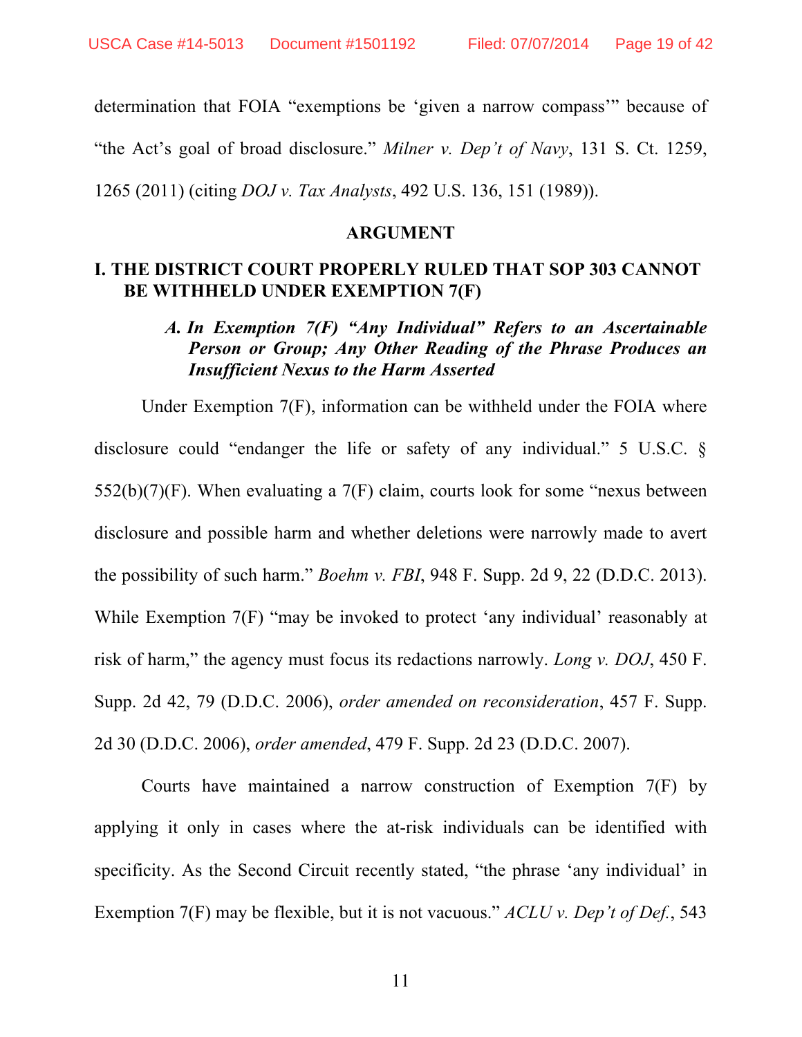determination that FOIA "exemptions be 'given a narrow compass'" because of "the Act's goal of broad disclosure." *Milner v. Dep't of Navy*, 131 S. Ct. 1259, 1265 (2011) (citing *DOJ v. Tax Analysts*, 492 U.S. 136, 151 (1989)).

## ARGUMENT

### I. THE DISTRICT COURT PROPERLY RULED THAT SOP 303 CANNOT BE WITHHELD UNDER EXEMPTION 7(F)

#### *A. In Exemption 7(F) "Any Individual" Refers to an Ascertainable Person or Group; Any Other Reading of the Phrase Produces an Insufficient Nexus to the Harm Asserted*

Under Exemption 7(F), information can be withheld under the FOIA where disclosure could "endanger the life or safety of any individual." 5 U.S.C. § 552(b)(7)(F). When evaluating a 7(F) claim, courts look for some "nexus between disclosure and possible harm and whether deletions were narrowly made to avert the possibility of such harm." *Boehm v. FBI*, 948 F. Supp. 2d 9, 22 (D.D.C. 2013). While Exemption 7(F) "may be invoked to protect 'any individual' reasonably at risk of harm," the agency must focus its redactions narrowly. *Long v. DOJ*, 450 F. Supp. 2d 42, 79 (D.D.C. 2006), *order amended on reconsideration*, 457 F. Supp. 2d 30 (D.D.C. 2006), *order amended*, 479 F. Supp. 2d 23 (D.D.C. 2007).

Courts have maintained a narrow construction of Exemption 7(F) by applying it only in cases where the at-risk individuals can be identified with specificity. As the Second Circuit recently stated, "the phrase 'any individual' in Exemption 7(F) may be flexible, but it is not vacuous." *ACLU v. Dep't of Def.*, 543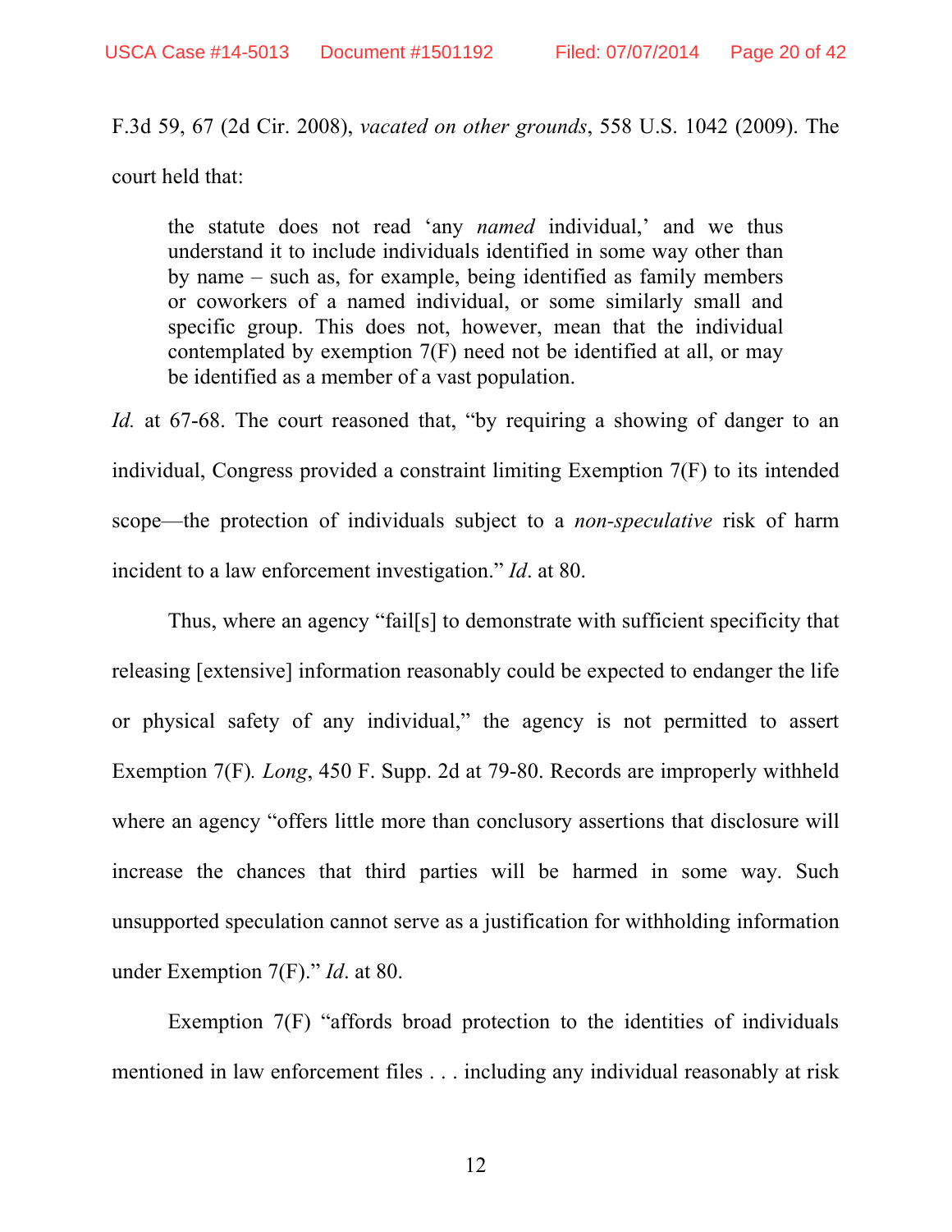F.3d 59, 67 (2d Cir. 2008), *vacated on other grounds*, 558 U.S. 1042 (2009). The court held that:

> the statute does not read 'any *named* individual,' and we thus understand it to include individuals identified in some way other than by name – such as, for example, being identified as family members or coworkers of a named individual, or some similarly small and specific group. This does not, however, mean that the individual contemplated by exemption 7(F) need not be identified at all, or may be identified as a member of a vast population.

*Id.* at 67-68. The court reasoned that, "by requiring a showing of danger to an individual, Congress provided a constraint limiting Exemption 7(F) to its intended scope—the protection of individuals subject to a *non-speculative* risk of harm incident to a law enforcement investigation." *Id*. at 80.

Thus, where an agency "fail[s] to demonstrate with sufficient specificity that releasing [extensive] information reasonably could be expected to endanger the life or physical safety of any individual," the agency is not permitted to assert Exemption 7(F)*. Long*, 450 F. Supp. 2d at 79-80. Records are improperly withheld where an agency "offers little more than conclusory assertions that disclosure will increase the chances that third parties will be harmed in some way. Such unsupported speculation cannot serve as a justification for withholding information under Exemption 7(F)." *Id*. at 80.

Exemption 7(F) "affords broad protection to the identities of individuals mentioned in law enforcement files . . . including any individual reasonably at risk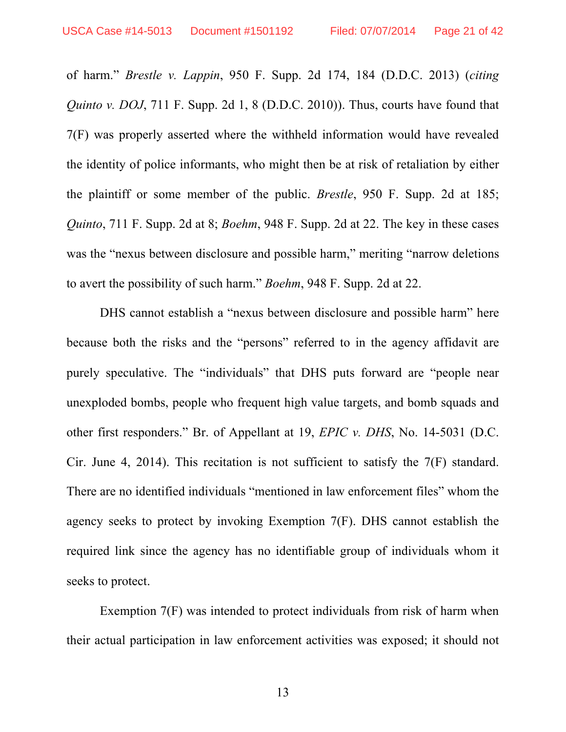of harm." *Brestle v. Lappin*, 950 F. Supp. 2d 174, 184 (D.D.C. 2013) (*citing Quinto v. DOJ*, 711 F. Supp. 2d 1, 8 (D.D.C. 2010)). Thus, courts have found that 7(F) was properly asserted where the withheld information would have revealed the identity of police informants, who might then be at risk of retaliation by either the plaintiff or some member of the public. *Brestle*, 950 F. Supp. 2d at 185; *Quinto*, 711 F. Supp. 2d at 8; *Boehm*, 948 F. Supp. 2d at 22. The key in these cases was the "nexus between disclosure and possible harm," meriting "narrow deletions to avert the possibility of such harm." *Boehm*, 948 F. Supp. 2d at 22.

DHS cannot establish a "nexus between disclosure and possible harm" here because both the risks and the "persons" referred to in the agency affidavit are purely speculative. The "individuals" that DHS puts forward are "people near unexploded bombs, people who frequent high value targets, and bomb squads and other first responders." Br. of Appellant at 19, *EPIC v. DHS*, No. 14-5031 (D.C. Cir. June 4, 2014). This recitation is not sufficient to satisfy the 7(F) standard. There are no identified individuals "mentioned in law enforcement files" whom the agency seeks to protect by invoking Exemption 7(F). DHS cannot establish the required link since the agency has no identifiable group of individuals whom it seeks to protect.

Exemption 7(F) was intended to protect individuals from risk of harm when their actual participation in law enforcement activities was exposed; it should not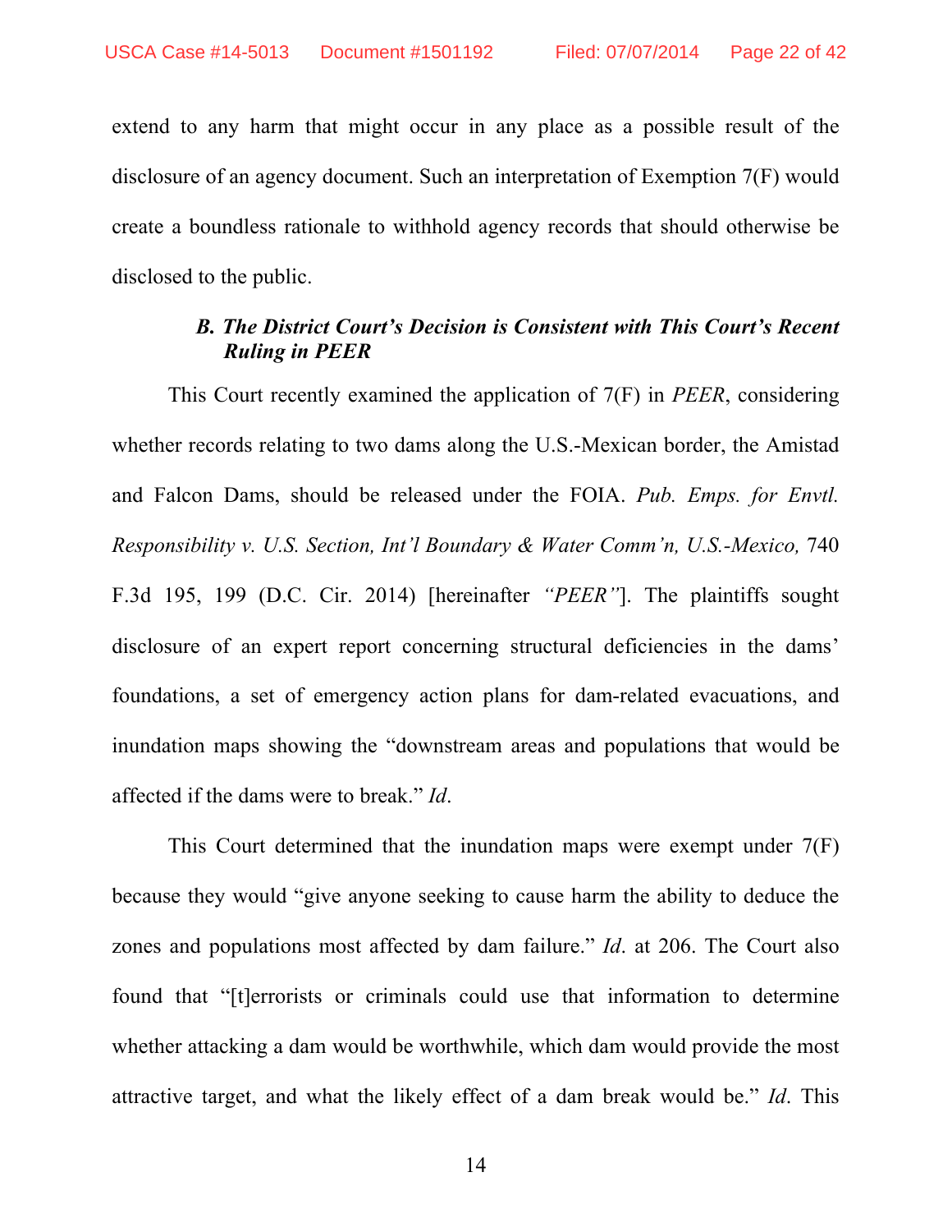extend to any harm that might occur in any place as a possible result of the disclosure of an agency document. Such an interpretation of Exemption 7(F) would create a boundless rationale to withhold agency records that should otherwise be disclosed to the public.

### *B. The District Court's Decision is Consistent with This Court's Recent Ruling in PEER*

This Court recently examined the application of 7(F) in *PEER*, considering whether records relating to two dams along the U.S.-Mexican border, the Amistad and Falcon Dams, should be released under the FOIA. *Pub. Emps. for Envtl. Responsibility v. U.S. Section, Int'l Boundary & Water Comm'n, U.S.-Mexico,* 740 F.3d 195, 199 (D.C. Cir. 2014) [hereinafter *"PEER"*]. The plaintiffs sought disclosure of an expert report concerning structural deficiencies in the dams' foundations, a set of emergency action plans for dam-related evacuations, and inundation maps showing the "downstream areas and populations that would be affected if the dams were to break." *Id*.

This Court determined that the inundation maps were exempt under 7(F) because they would "give anyone seeking to cause harm the ability to deduce the zones and populations most affected by dam failure." *Id*. at 206. The Court also found that "[t]errorists or criminals could use that information to determine whether attacking a dam would be worthwhile, which dam would provide the most attractive target, and what the likely effect of a dam break would be." *Id*. This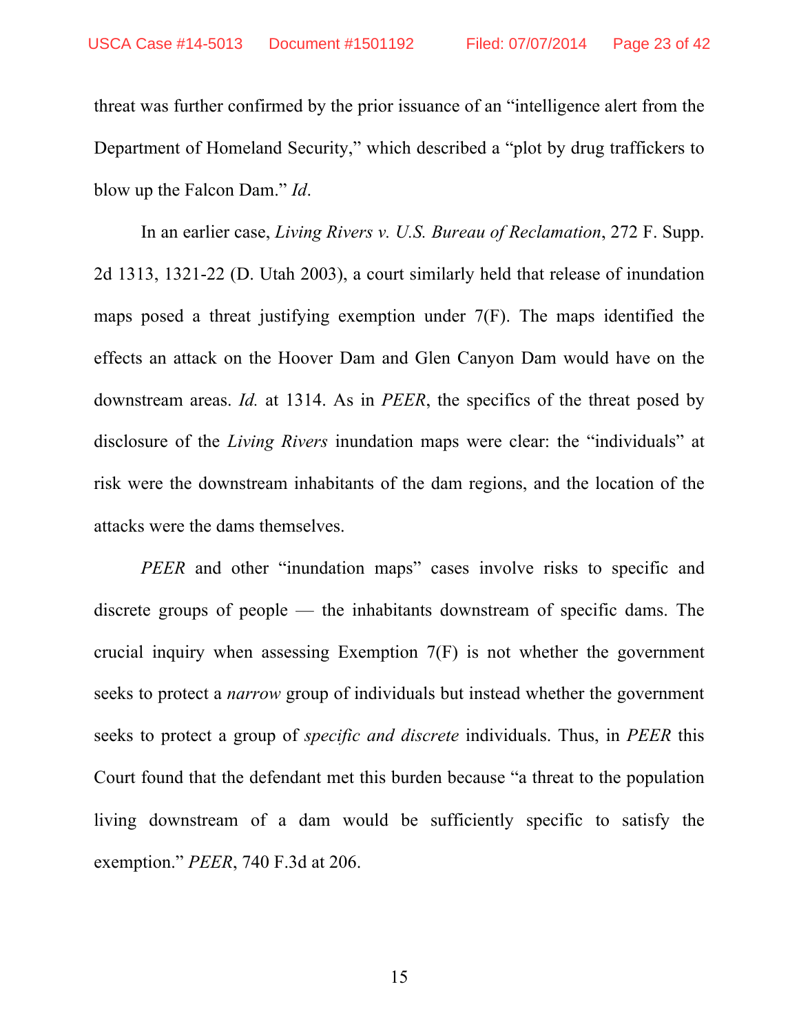threat was further confirmed by the prior issuance of an "intelligence alert from the Department of Homeland Security," which described a "plot by drug traffickers to blow up the Falcon Dam." *Id*.

In an earlier case, *Living Rivers v. U.S. Bureau of Reclamation*, 272 F. Supp. 2d 1313, 1321-22 (D. Utah 2003), a court similarly held that release of inundation maps posed a threat justifying exemption under 7(F). The maps identified the effects an attack on the Hoover Dam and Glen Canyon Dam would have on the downstream areas. *Id.* at 1314. As in *PEER*, the specifics of the threat posed by disclosure of the *Living Rivers* inundation maps were clear: the "individuals" at risk were the downstream inhabitants of the dam regions, and the location of the attacks were the dams themselves.

*PEER* and other "inundation maps" cases involve risks to specific and discrete groups of people — the inhabitants downstream of specific dams. The crucial inquiry when assessing Exemption 7(F) is not whether the government seeks to protect a *narrow* group of individuals but instead whether the government seeks to protect a group of *specific and discrete* individuals. Thus, in *PEER* this Court found that the defendant met this burden because "a threat to the population living downstream of a dam would be sufficiently specific to satisfy the exemption." *PEER*, 740 F.3d at 206.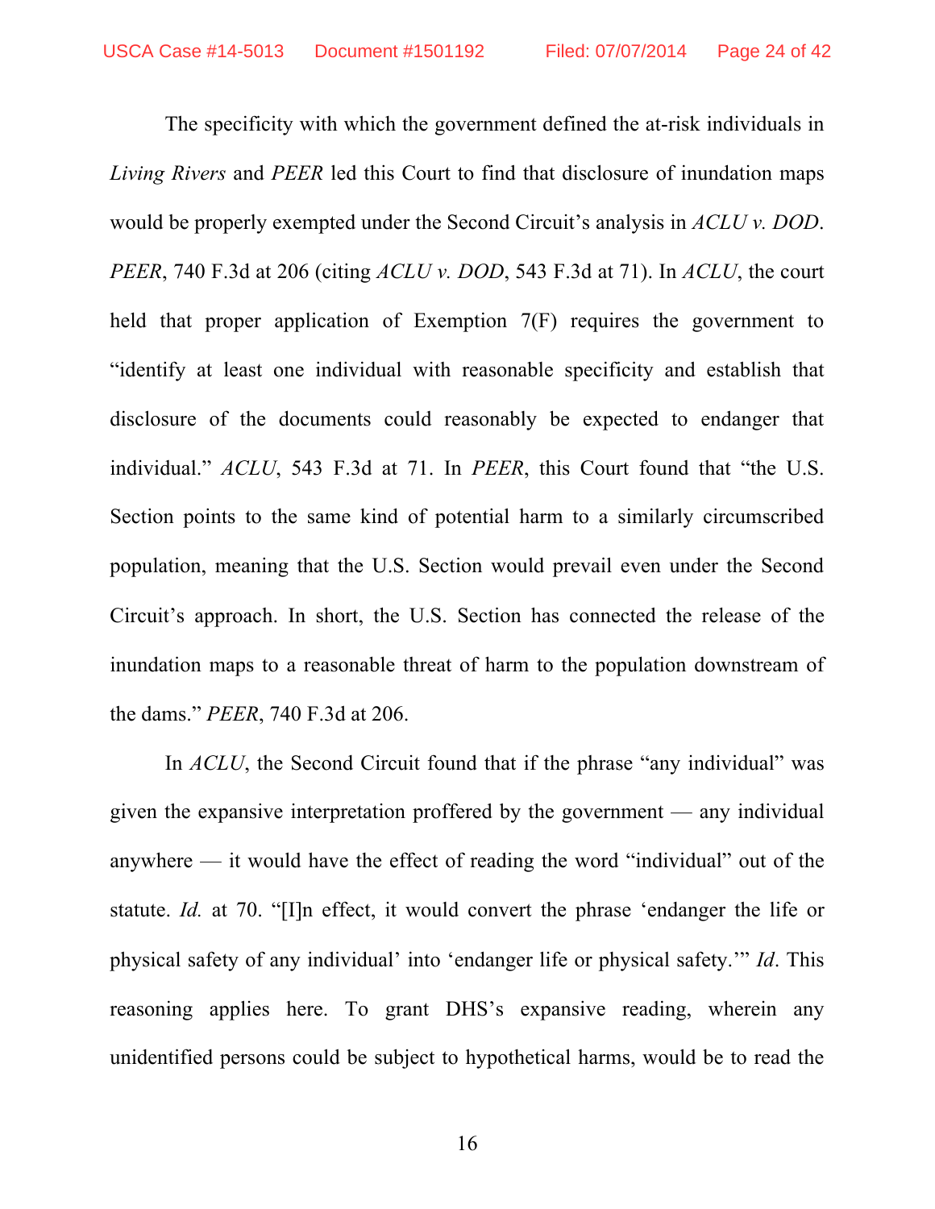The specificity with which the government defined the at-risk individuals in *Living Rivers* and *PEER* led this Court to find that disclosure of inundation maps would be properly exempted under the Second Circuit's analysis in *ACLU v. DOD*. *PEER*, 740 F.3d at 206 (citing *ACLU v. DOD*, 543 F.3d at 71). In *ACLU*, the court held that proper application of Exemption 7(F) requires the government to "identify at least one individual with reasonable specificity and establish that disclosure of the documents could reasonably be expected to endanger that individual." *ACLU*, 543 F.3d at 71. In *PEER*, this Court found that "the U.S. Section points to the same kind of potential harm to a similarly circumscribed population, meaning that the U.S. Section would prevail even under the Second Circuit's approach. In short, the U.S. Section has connected the release of the inundation maps to a reasonable threat of harm to the population downstream of the dams." *PEER*, 740 F.3d at 206.

In *ACLU*, the Second Circuit found that if the phrase "any individual" was given the expansive interpretation proffered by the government — any individual anywhere — it would have the effect of reading the word "individual" out of the statute. *Id.* at 70. "[I]n effect, it would convert the phrase 'endanger the life or physical safety of any individual' into 'endanger life or physical safety.'" *Id*. This reasoning applies here. To grant DHS's expansive reading, wherein any unidentified persons could be subject to hypothetical harms, would be to read the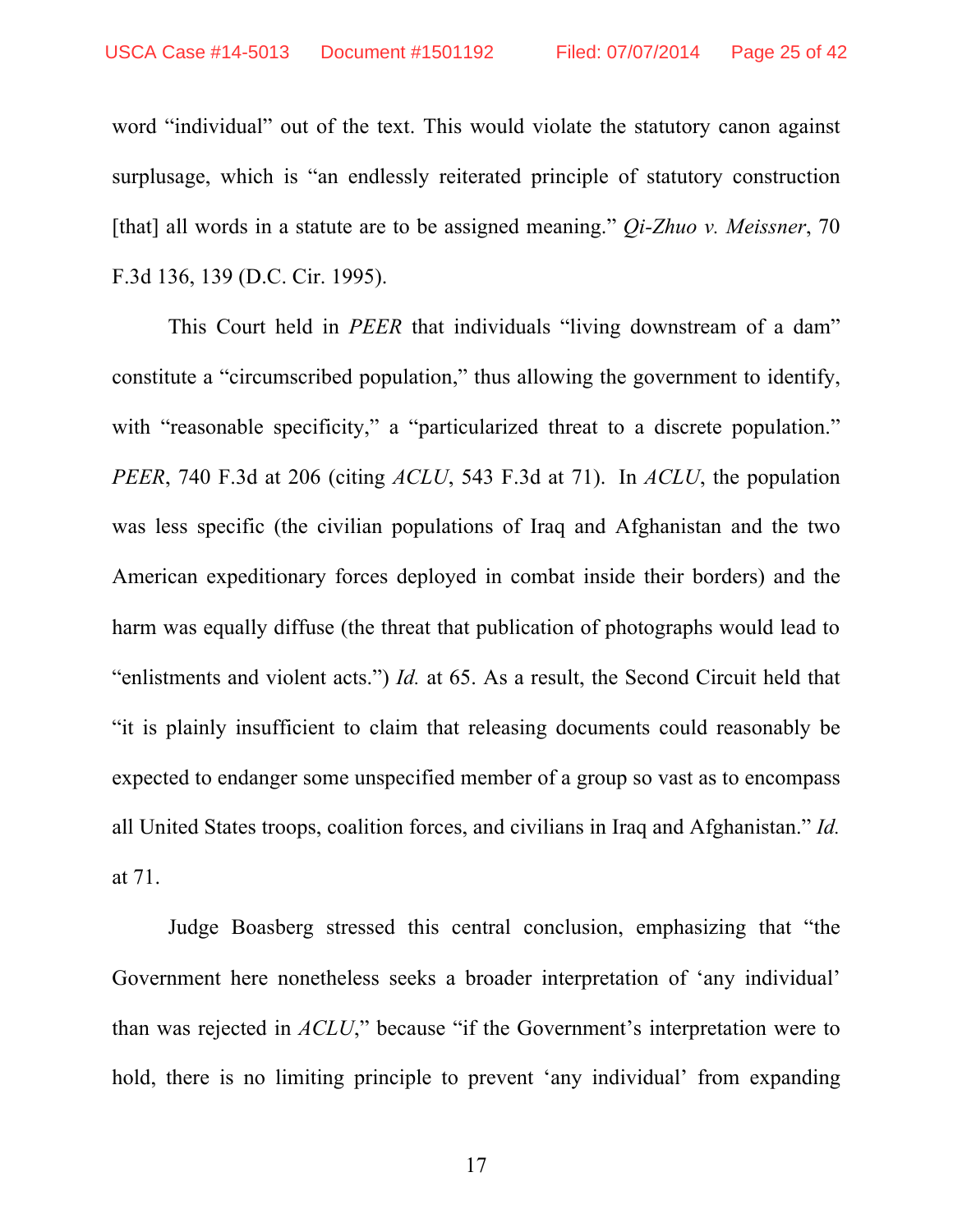word "individual" out of the text. This would violate the statutory canon against surplusage, which is "an endlessly reiterated principle of statutory construction [that] all words in a statute are to be assigned meaning." *Qi-Zhuo v. Meissner*, 70 F.3d 136, 139 (D.C. Cir. 1995).

This Court held in *PEER* that individuals "living downstream of a dam" constitute a "circumscribed population," thus allowing the government to identify, with "reasonable specificity," a "particularized threat to a discrete population." *PEER*, 740 F.3d at 206 (citing *ACLU*, 543 F.3d at 71). In *ACLU*, the population was less specific (the civilian populations of Iraq and Afghanistan and the two American expeditionary forces deployed in combat inside their borders) and the harm was equally diffuse (the threat that publication of photographs would lead to "enlistments and violent acts.") *Id.* at 65. As a result, the Second Circuit held that "it is plainly insufficient to claim that releasing documents could reasonably be expected to endanger some unspecified member of a group so vast as to encompass all United States troops, coalition forces, and civilians in Iraq and Afghanistan." *Id.* at 71.

Judge Boasberg stressed this central conclusion, emphasizing that "the Government here nonetheless seeks a broader interpretation of 'any individual' than was rejected in *ACLU*," because "if the Government's interpretation were to hold, there is no limiting principle to prevent 'any individual' from expanding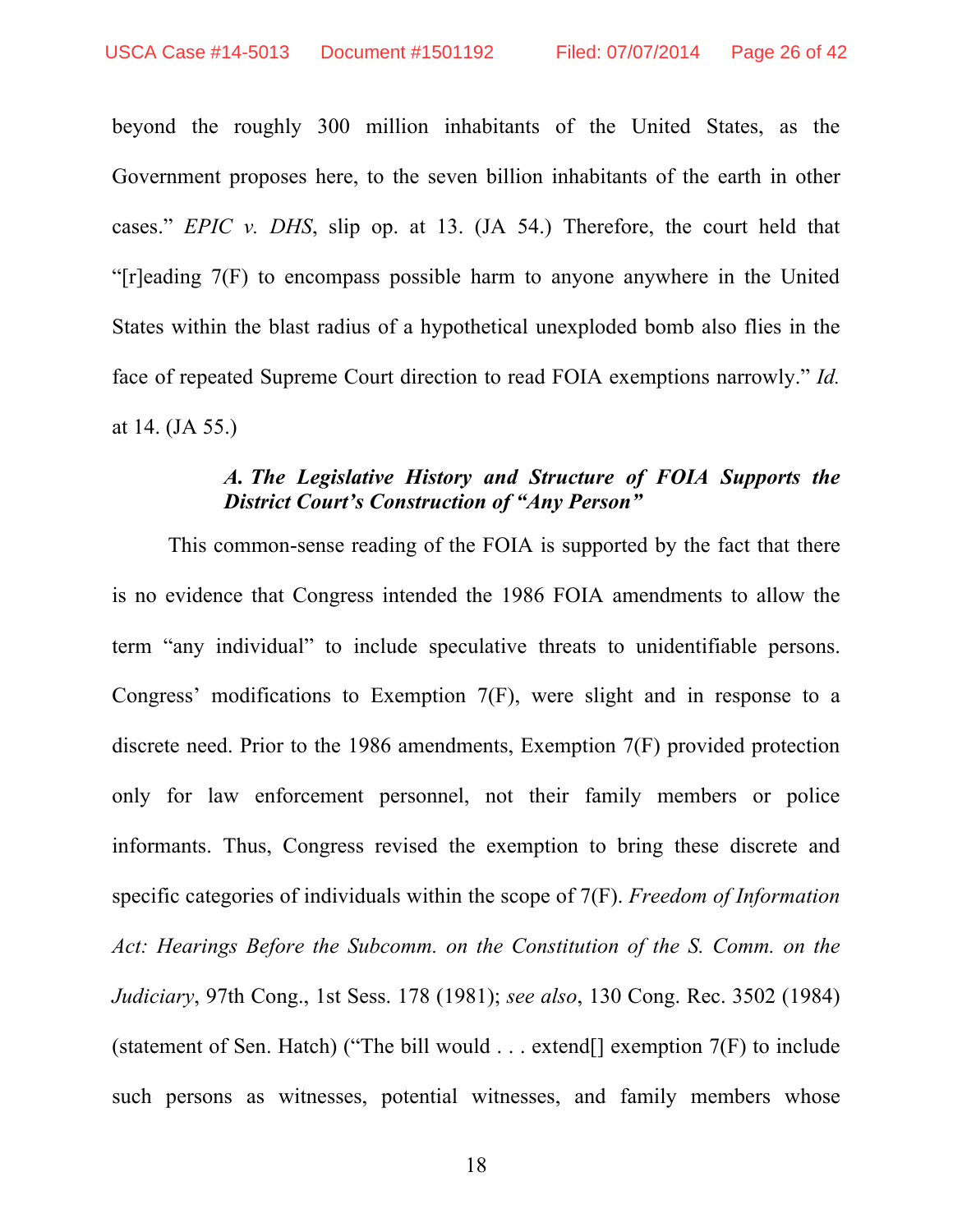beyond the roughly 300 million inhabitants of the United States, as the Government proposes here, to the seven billion inhabitants of the earth in other cases." *EPIC v. DHS*, slip op. at 13. (JA 54.) Therefore, the court held that "[r]eading 7(F) to encompass possible harm to anyone anywhere in the United States within the blast radius of a hypothetical unexploded bomb also flies in the face of repeated Supreme Court direction to read FOIA exemptions narrowly." *Id.* at 14. (JA 55.)

### *A. The Legislative History and Structure of FOIA Supports the District Court's Construction of "Any Person"*

This common-sense reading of the FOIA is supported by the fact that there is no evidence that Congress intended the 1986 FOIA amendments to allow the term "any individual" to include speculative threats to unidentifiable persons. Congress' modifications to Exemption 7(F), were slight and in response to a discrete need. Prior to the 1986 amendments, Exemption 7(F) provided protection only for law enforcement personnel, not their family members or police informants. Thus, Congress revised the exemption to bring these discrete and specific categories of individuals within the scope of 7(F). *Freedom of Information Act: Hearings Before the Subcomm. on the Constitution of the S. Comm. on the Judiciary*, 97th Cong., 1st Sess. 178 (1981); *see also*, 130 Cong. Rec. 3502 (1984) (statement of Sen. Hatch) ("The bill would . . . extend[] exemption 7(F) to include such persons as witnesses, potential witnesses, and family members whose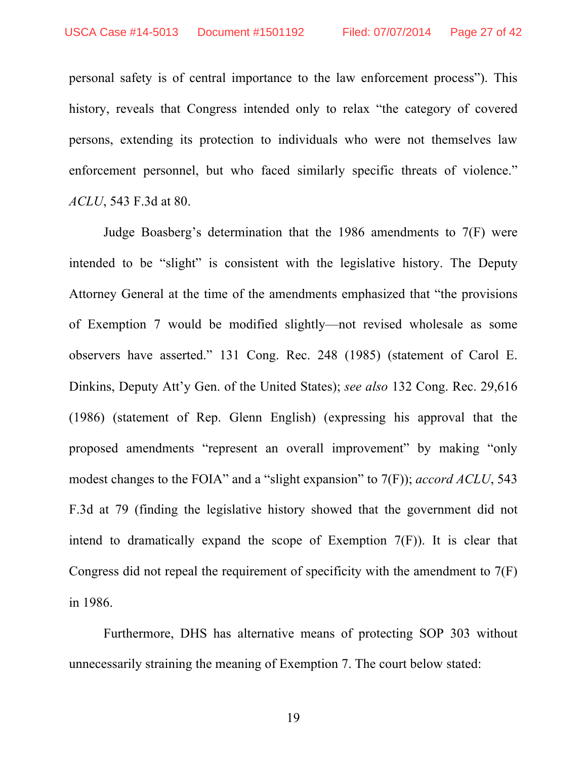personal safety is of central importance to the law enforcement process"). This history, reveals that Congress intended only to relax "the category of covered persons, extending its protection to individuals who were not themselves law enforcement personnel, but who faced similarly specific threats of violence." *ACLU*, 543 F.3d at 80.

Judge Boasberg's determination that the 1986 amendments to 7(F) were intended to be "slight" is consistent with the legislative history. The Deputy Attorney General at the time of the amendments emphasized that "the provisions of Exemption 7 would be modified slightly—not revised wholesale as some observers have asserted." 131 Cong. Rec. 248 (1985) (statement of Carol E. Dinkins, Deputy Att'y Gen. of the United States); *see also* 132 Cong. Rec. 29,616 (1986) (statement of Rep. Glenn English) (expressing his approval that the proposed amendments "represent an overall improvement" by making "only modest changes to the FOIA" and a "slight expansion" to 7(F)); *accord ACLU*, 543 F.3d at 79 (finding the legislative history showed that the government did not intend to dramatically expand the scope of Exemption 7(F)). It is clear that Congress did not repeal the requirement of specificity with the amendment to 7(F) in 1986.

Furthermore, DHS has alternative means of protecting SOP 303 without unnecessarily straining the meaning of Exemption 7. The court below stated: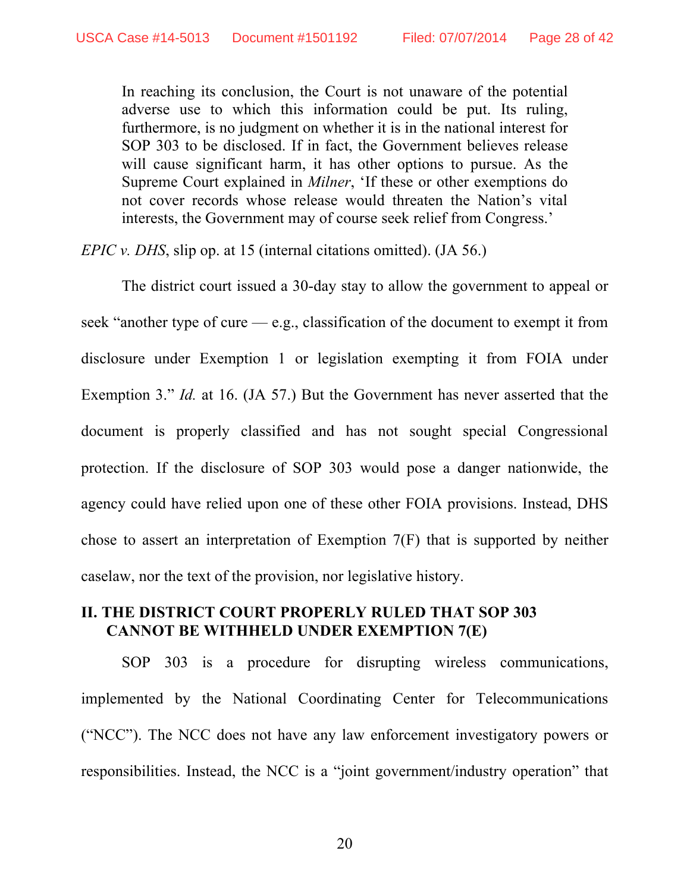> In reaching its conclusion, the Court is not unaware of the potential adverse use to which this information could be put. Its ruling, furthermore, is no judgment on whether it is in the national interest for SOP 303 to be disclosed. If in fact, the Government believes release will cause significant harm, it has other options to pursue. As the Supreme Court explained in *Milner*, 'If these or other exemptions do not cover records whose release would threaten the Nation's vital interests, the Government may of course seek relief from Congress.'

*EPIC v. DHS*, slip op. at 15 (internal citations omitted). (JA 56.)

The district court issued a 30-day stay to allow the government to appeal or seek "another type of cure — e.g., classification of the document to exempt it from disclosure under Exemption 1 or legislation exempting it from FOIA under Exemption 3." *Id.* at 16. (JA 57.) But the Government has never asserted that the document is properly classified and has not sought special Congressional protection. If the disclosure of SOP 303 would pose a danger nationwide, the agency could have relied upon one of these other FOIA provisions. Instead, DHS chose to assert an interpretation of Exemption 7(F) that is supported by neither caselaw, nor the text of the provision, nor legislative history.

## II. THE DISTRICT COURT PROPERLY RULED THAT SOP 303 CANNOT BE WITHHELD UNDER EXEMPTION 7(E)

SOP 303 is a procedure for disrupting wireless communications, implemented by the National Coordinating Center for Telecommunications ("NCC"). The NCC does not have any law enforcement investigatory powers or responsibilities. Instead, the NCC is a "joint government/industry operation" that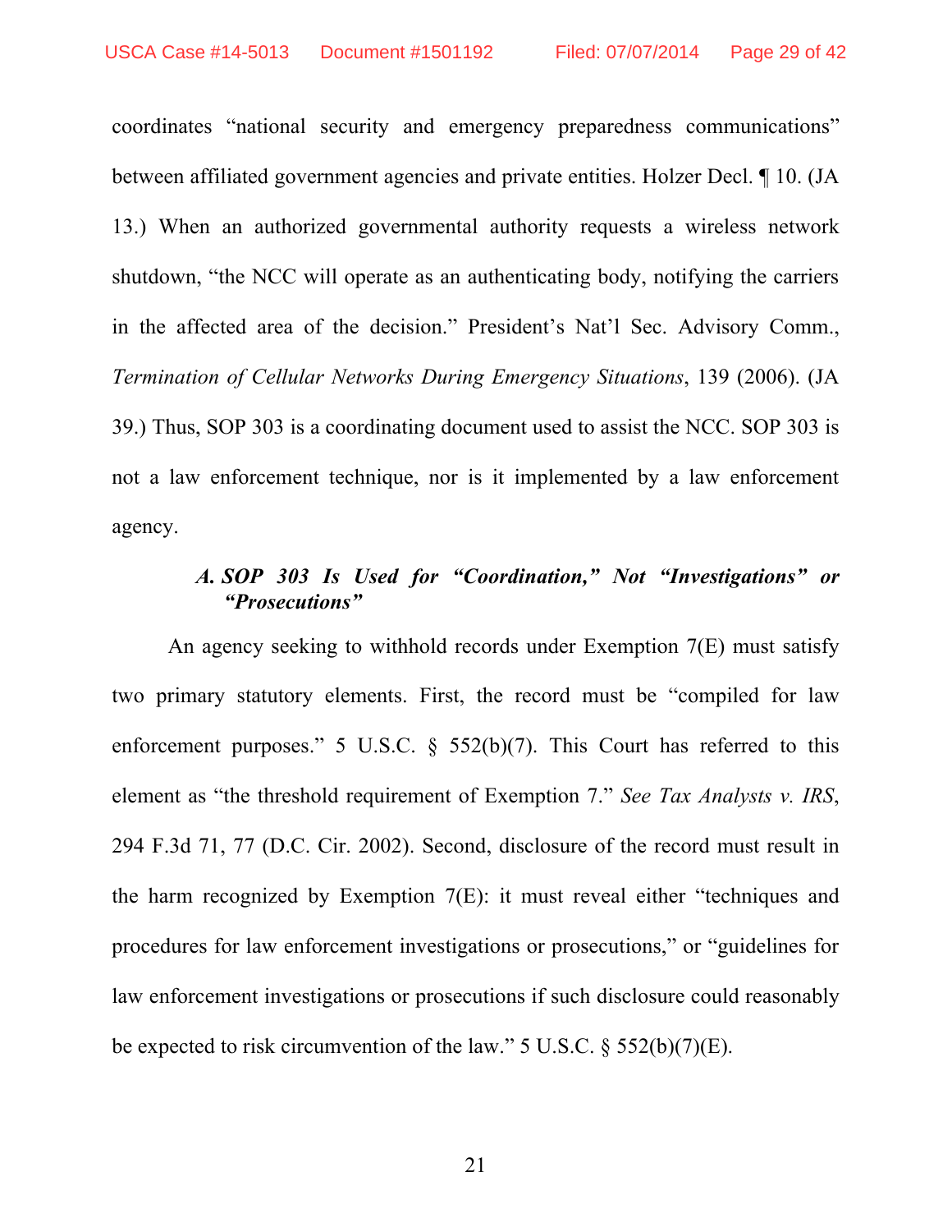coordinates "national security and emergency preparedness communications" between affiliated government agencies and private entities. Holzer Decl. ¶ 10. (JA 13.) When an authorized governmental authority requests a wireless network shutdown, "the NCC will operate as an authenticating body, notifying the carriers in the affected area of the decision." President's Nat'l Sec. Advisory Comm., *Termination of Cellular Networks During Emergency Situations*, 139 (2006). (JA 39.) Thus, SOP 303 is a coordinating document used to assist the NCC. SOP 303 is not a law enforcement technique, nor is it implemented by a law enforcement agency.

### *A. SOP 303 Is Used for "Coordination," Not "Investigations" or "Prosecutions"*

An agency seeking to withhold records under Exemption 7(E) must satisfy two primary statutory elements. First, the record must be "compiled for law enforcement purposes." 5 U.S.C. § 552(b)(7). This Court has referred to this element as "the threshold requirement of Exemption 7." *See Tax Analysts v. IRS*, 294 F.3d 71, 77 (D.C. Cir. 2002). Second, disclosure of the record must result in the harm recognized by Exemption 7(E): it must reveal either "techniques and procedures for law enforcement investigations or prosecutions," or "guidelines for law enforcement investigations or prosecutions if such disclosure could reasonably be expected to risk circumvention of the law." 5 U.S.C. § 552(b)(7)(E).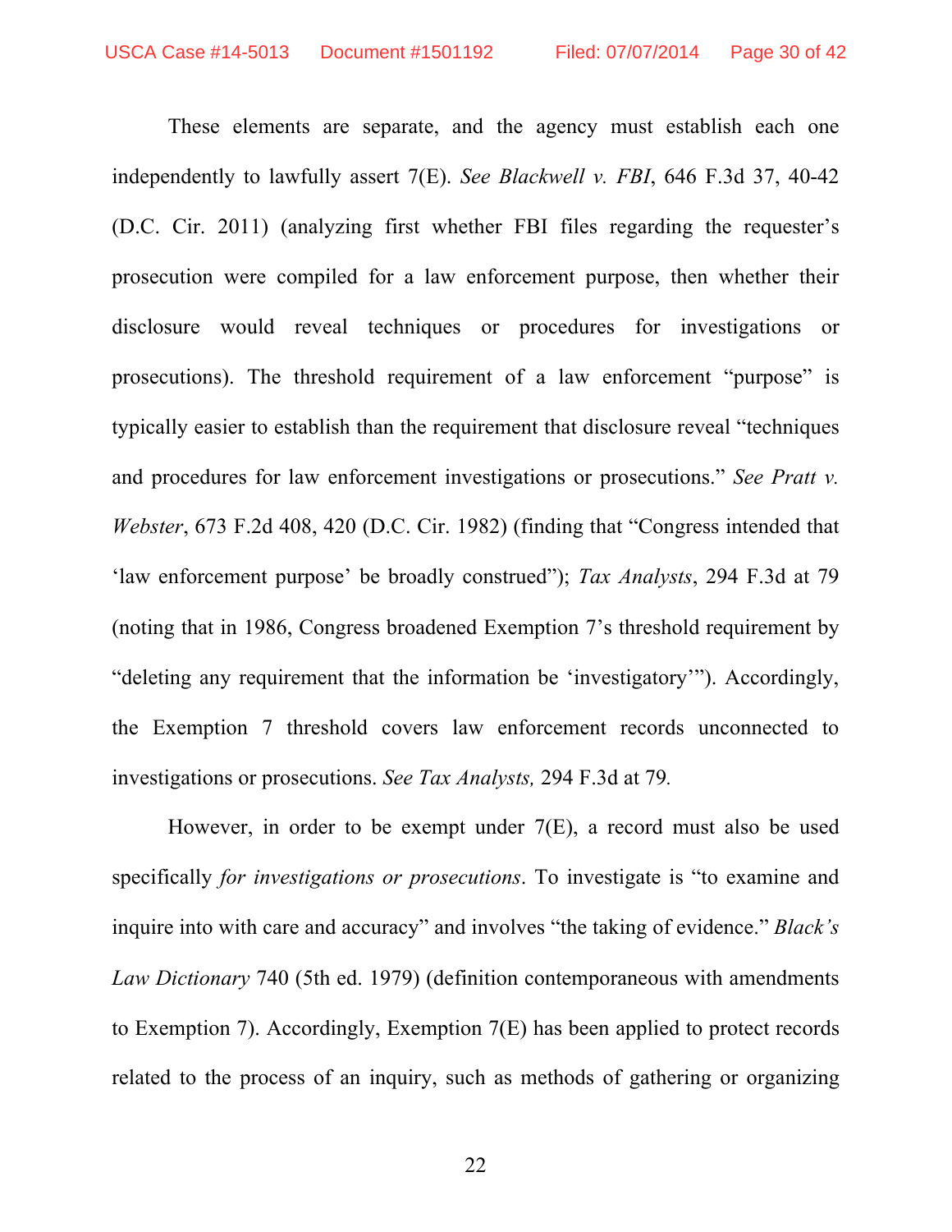These elements are separate, and the agency must establish each one independently to lawfully assert 7(E). *See Blackwell v. FBI*, 646 F.3d 37, 40-42 (D.C. Cir. 2011) (analyzing first whether FBI files regarding the requester's prosecution were compiled for a law enforcement purpose, then whether their disclosure would reveal techniques or procedures for investigations or prosecutions). The threshold requirement of a law enforcement "purpose" is typically easier to establish than the requirement that disclosure reveal "techniques and procedures for law enforcement investigations or prosecutions." *See Pratt v. Webster*, 673 F.2d 408, 420 (D.C. Cir. 1982) (finding that "Congress intended that 'law enforcement purpose' be broadly construed"); *Tax Analysts*, 294 F.3d at 79 (noting that in 1986, Congress broadened Exemption 7's threshold requirement by "deleting any requirement that the information be 'investigatory'"). Accordingly, the Exemption 7 threshold covers law enforcement records unconnected to investigations or prosecutions. *See Tax Analysts,* 294 F.3d at 79.

However, in order to be exempt under 7(E), a record must also be used specifically *for investigations or prosecutions*. To investigate is "to examine and inquire into with care and accuracy" and involves "the taking of evidence." *Black's Law Dictionary* 740 (5th ed. 1979) (definition contemporaneous with amendments to Exemption 7). Accordingly, Exemption 7(E) has been applied to protect records related to the process of an inquiry, such as methods of gathering or organizing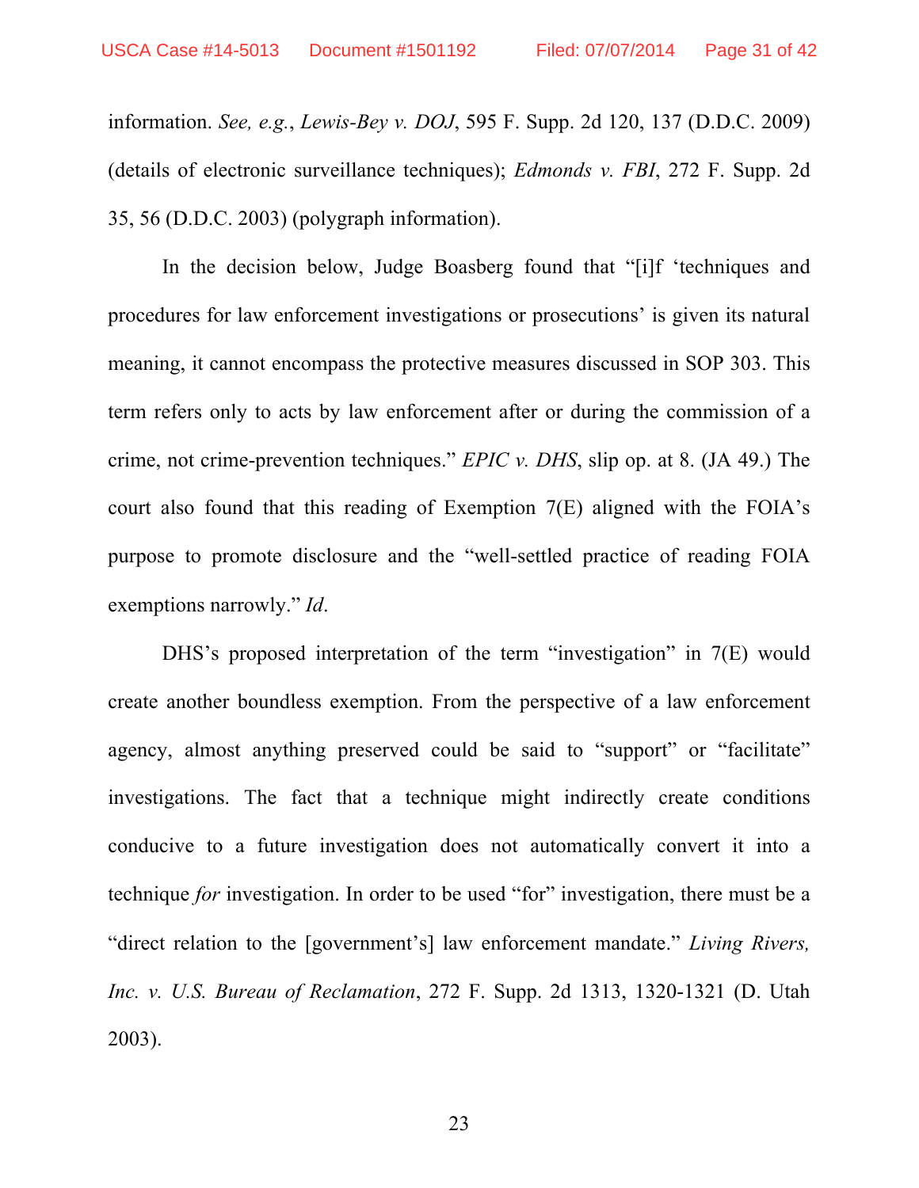information. *See, e.g.*, *Lewis-Bey v. DOJ*, 595 F. Supp. 2d 120, 137 (D.D.C. 2009) (details of electronic surveillance techniques); *Edmonds v. FBI*, 272 F. Supp. 2d 35, 56 (D.D.C. 2003) (polygraph information).

In the decision below, Judge Boasberg found that "[i]f 'techniques and procedures for law enforcement investigations or prosecutions' is given its natural meaning, it cannot encompass the protective measures discussed in SOP 303. This term refers only to acts by law enforcement after or during the commission of a crime, not crime-prevention techniques." *EPIC v. DHS*, slip op. at 8. (JA 49.) The court also found that this reading of Exemption 7(E) aligned with the FOIA's purpose to promote disclosure and the "well-settled practice of reading FOIA exemptions narrowly." *Id*.

DHS's proposed interpretation of the term "investigation" in 7(E) would create another boundless exemption. From the perspective of a law enforcement agency, almost anything preserved could be said to "support" or "facilitate" investigations. The fact that a technique might indirectly create conditions conducive to a future investigation does not automatically convert it into a technique *for* investigation. In order to be used "for" investigation, there must be a "direct relation to the [government's] law enforcement mandate." *Living Rivers, Inc. v. U.S. Bureau of Reclamation*, 272 F. Supp. 2d 1313, 1320-1321 (D. Utah 2003).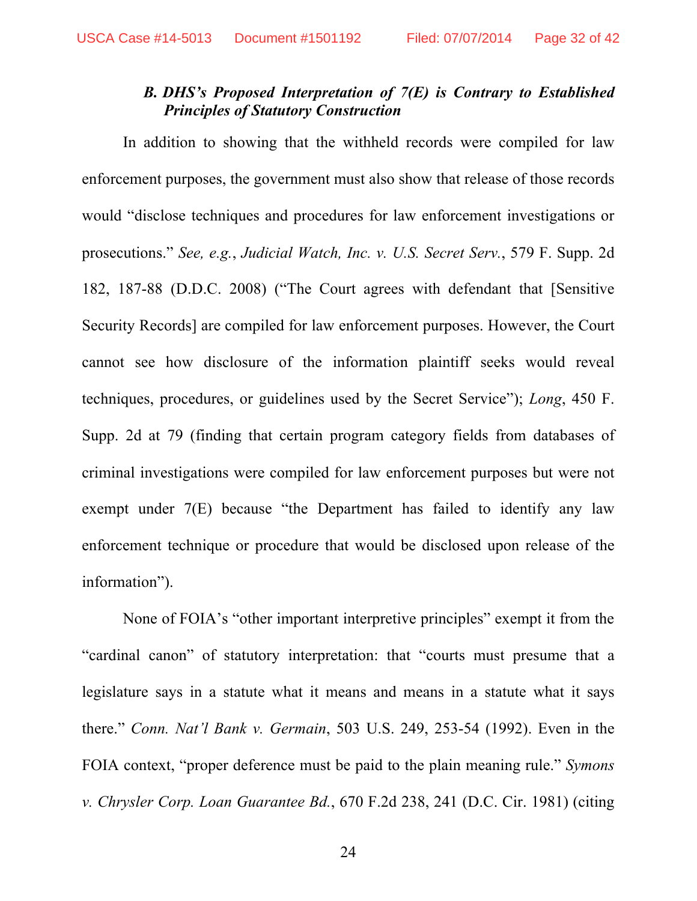### *B. DHS's Proposed Interpretation of 7(E) is Contrary to Established Principles of Statutory Construction*

In addition to showing that the withheld records were compiled for law enforcement purposes, the government must also show that release of those records would "disclose techniques and procedures for law enforcement investigations or prosecutions." *See, e.g.*, *Judicial Watch, Inc. v. U.S. Secret Serv.*, 579 F. Supp. 2d 182, 187-88 (D.D.C. 2008) ("The Court agrees with defendant that [Sensitive Security Records] are compiled for law enforcement purposes. However, the Court cannot see how disclosure of the information plaintiff seeks would reveal techniques, procedures, or guidelines used by the Secret Service"); *Long*, 450 F. Supp. 2d at 79 (finding that certain program category fields from databases of criminal investigations were compiled for law enforcement purposes but were not exempt under 7(E) because "the Department has failed to identify any law enforcement technique or procedure that would be disclosed upon release of the information").

None of FOIA's "other important interpretive principles" exempt it from the "cardinal canon" of statutory interpretation: that "courts must presume that a legislature says in a statute what it means and means in a statute what it says there." *Conn. Nat'l Bank v. Germain*, 503 U.S. 249, 253-54 (1992). Even in the FOIA context, "proper deference must be paid to the plain meaning rule." *Symons v. Chrysler Corp. Loan Guarantee Bd.*, 670 F.2d 238, 241 (D.C. Cir. 1981) (citing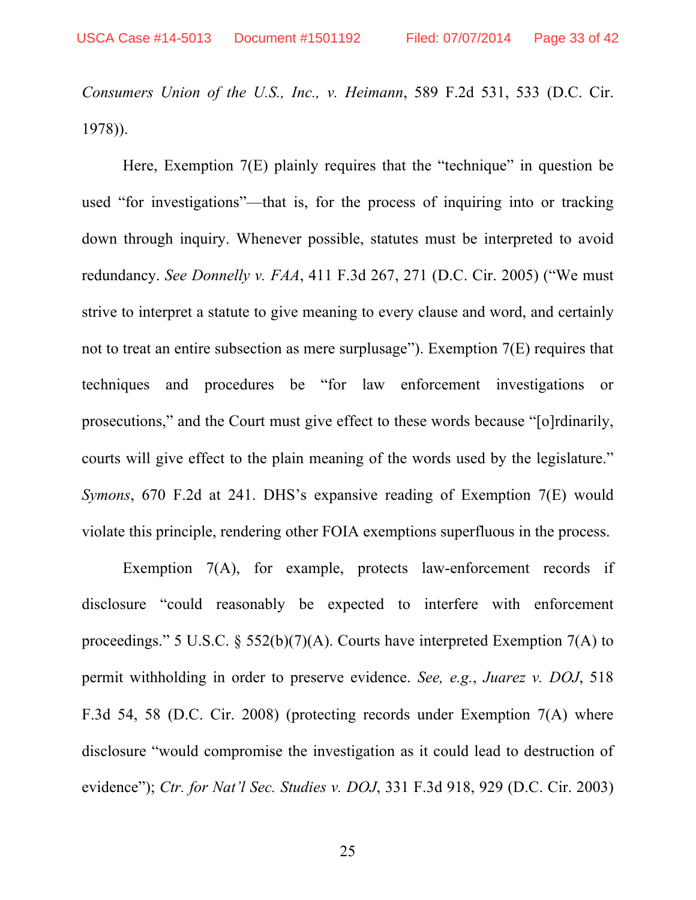*Consumers Union of the U.S., Inc., v. Heimann*, 589 F.2d 531, 533 (D.C. Cir. 1978)).

Here, Exemption 7(E) plainly requires that the "technique" in question be used "for investigations"—that is, for the process of inquiring into or tracking down through inquiry. Whenever possible, statutes must be interpreted to avoid redundancy. *See Donnelly v. FAA*, 411 F.3d 267, 271 (D.C. Cir. 2005) ("We must strive to interpret a statute to give meaning to every clause and word, and certainly not to treat an entire subsection as mere surplusage"). Exemption 7(E) requires that techniques and procedures be "for law enforcement investigations or prosecutions," and the Court must give effect to these words because "[o]rdinarily, courts will give effect to the plain meaning of the words used by the legislature." *Symons*, 670 F.2d at 241. DHS's expansive reading of Exemption 7(E) would violate this principle, rendering other FOIA exemptions superfluous in the process.

Exemption 7(A), for example, protects law-enforcement records if disclosure "could reasonably be expected to interfere with enforcement proceedings." 5 U.S.C. § 552(b)(7)(A). Courts have interpreted Exemption 7(A) to permit withholding in order to preserve evidence. *See, e.g.*, *Juarez v. DOJ*, 518 F.3d 54, 58 (D.C. Cir. 2008) (protecting records under Exemption 7(A) where disclosure "would compromise the investigation as it could lead to destruction of evidence"); *Ctr. for Nat'l Sec. Studies v. DOJ*, 331 F.3d 918, 929 (D.C. Cir. 2003)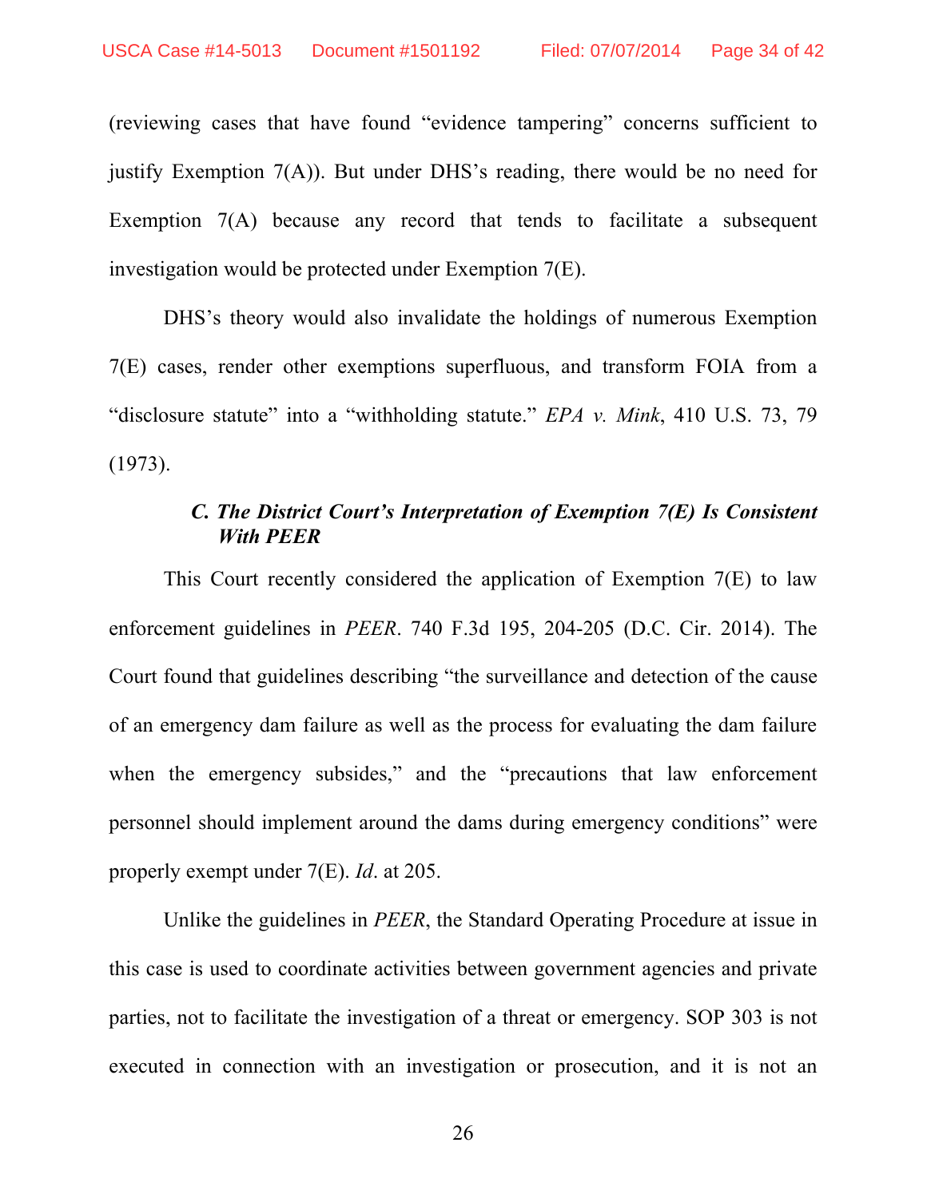(reviewing cases that have found "evidence tampering" concerns sufficient to justify Exemption 7(A)). But under DHS's reading, there would be no need for Exemption 7(A) because any record that tends to facilitate a subsequent investigation would be protected under Exemption 7(E).

DHS's theory would also invalidate the holdings of numerous Exemption 7(E) cases, render other exemptions superfluous, and transform FOIA from a "disclosure statute" into a "withholding statute." *EPA v. Mink*, 410 U.S. 73, 79 (1973).

### *C. The District Court's Interpretation of Exemption 7(E) Is Consistent With PEER*

This Court recently considered the application of Exemption 7(E) to law enforcement guidelines in *PEER*. 740 F.3d 195, 204-205 (D.C. Cir. 2014). The Court found that guidelines describing "the surveillance and detection of the cause of an emergency dam failure as well as the process for evaluating the dam failure when the emergency subsides," and the "precautions that law enforcement personnel should implement around the dams during emergency conditions" were properly exempt under 7(E). *Id*. at 205.

Unlike the guidelines in *PEER*, the Standard Operating Procedure at issue in this case is used to coordinate activities between government agencies and private parties, not to facilitate the investigation of a threat or emergency. SOP 303 is not executed in connection with an investigation or prosecution, and it is not an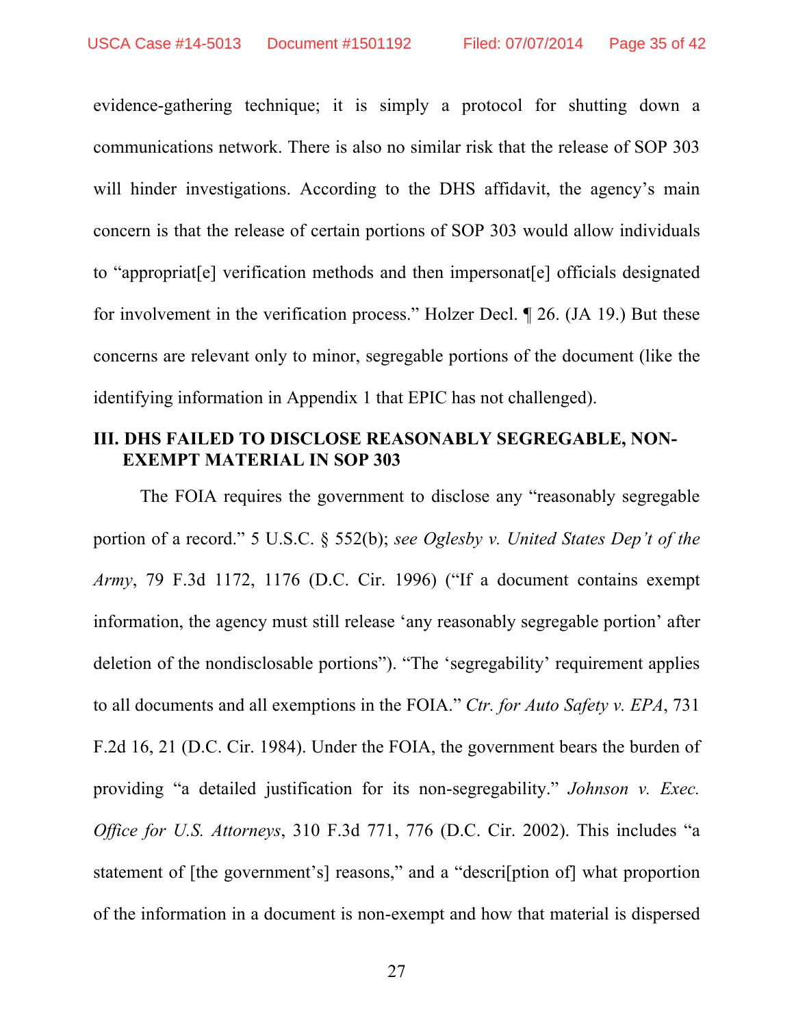evidence-gathering technique; it is simply a protocol for shutting down a communications network. There is also no similar risk that the release of SOP 303 will hinder investigations. According to the DHS affidavit, the agency's main concern is that the release of certain portions of SOP 303 would allow individuals to "appropriat[e] verification methods and then impersonat[e] officials designated for involvement in the verification process." Holzer Decl. ¶ 26. (JA 19.) But these concerns are relevant only to minor, segregable portions of the document (like the identifying information in Appendix 1 that EPIC has not challenged).

## III. DHS FAILED TO DISCLOSE REASONABLY SEGREGABLE, NON-EXEMPT MATERIAL IN SOP 303

The FOIA requires the government to disclose any "reasonably segregable portion of a record." 5 U.S.C. § 552(b); *see Oglesby v. United States Dep't of the Army*, 79 F.3d 1172, 1176 (D.C. Cir. 1996) ("If a document contains exempt information, the agency must still release 'any reasonably segregable portion' after deletion of the nondisclosable portions"). "The 'segregability' requirement applies to all documents and all exemptions in the FOIA." *Ctr. for Auto Safety v. EPA*, 731 F.2d 16, 21 (D.C. Cir. 1984). Under the FOIA, the government bears the burden of providing "a detailed justification for its non-segregability." *Johnson v. Exec. Office for U.S. Attorneys*, 310 F.3d 771, 776 (D.C. Cir. 2002). This includes "a statement of [the government's] reasons," and a "descri[ption of] what proportion of the information in a document is non-exempt and how that material is dispersed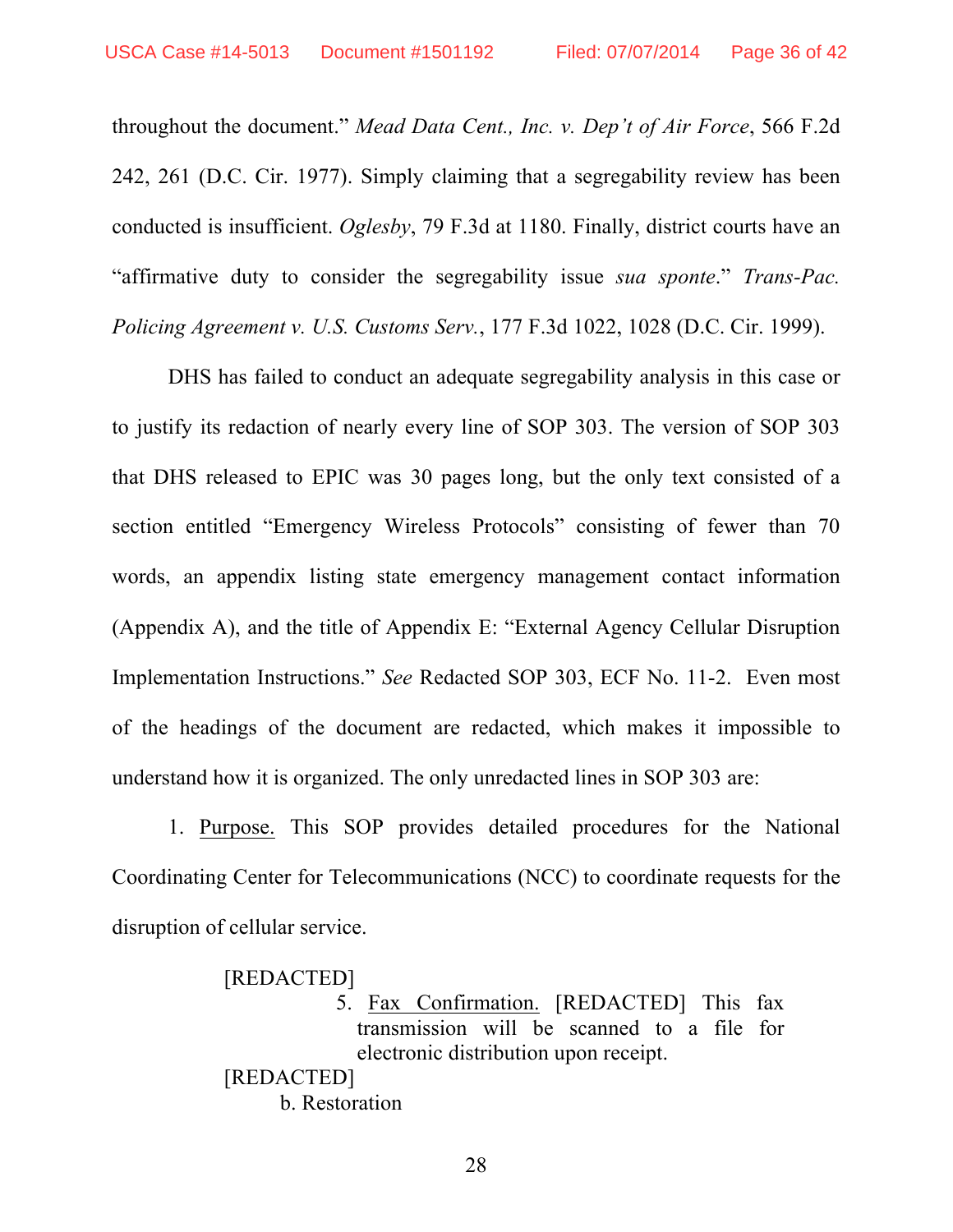throughout the document." *Mead Data Cent., Inc. v. Dep't of Air Force*, 566 F.2d 242, 261 (D.C. Cir. 1977). Simply claiming that a segregability review has been conducted is insufficient. *Oglesby*, 79 F.3d at 1180. Finally, district courts have an "affirmative duty to consider the segregability issue *sua sponte*." *Trans-Pac. Policing Agreement v. U.S. Customs Serv.*, 177 F.3d 1022, 1028 (D.C. Cir. 1999).

DHS has failed to conduct an adequate segregability analysis in this case or to justify its redaction of nearly every line of SOP 303. The version of SOP 303 that DHS released to EPIC was 30 pages long, but the only text consisted of a section entitled "Emergency Wireless Protocols" consisting of fewer than 70 words, an appendix listing state emergency management contact information (Appendix A), and the title of Appendix E: "External Agency Cellular Disruption Implementation Instructions." *See* Redacted SOP 303, ECF No. 11-2. Even most of the headings of the document are redacted, which makes it impossible to understand how it is organized. The only unredacted lines in SOP 303 are:

1. <u>Purpose.</u> This SOP provides detailed procedures for the National Coordinating Center for Telecommunications (NCC) to coordinate requests for the disruption of cellular service.

> [REDACTED]
>
> 5. <u>Fax Confirmation.</u> [REDACTED] This fax transmission will be scanned to a file for electronic distribution upon receipt.
>
> [REDACTED]
>
> b. Restoration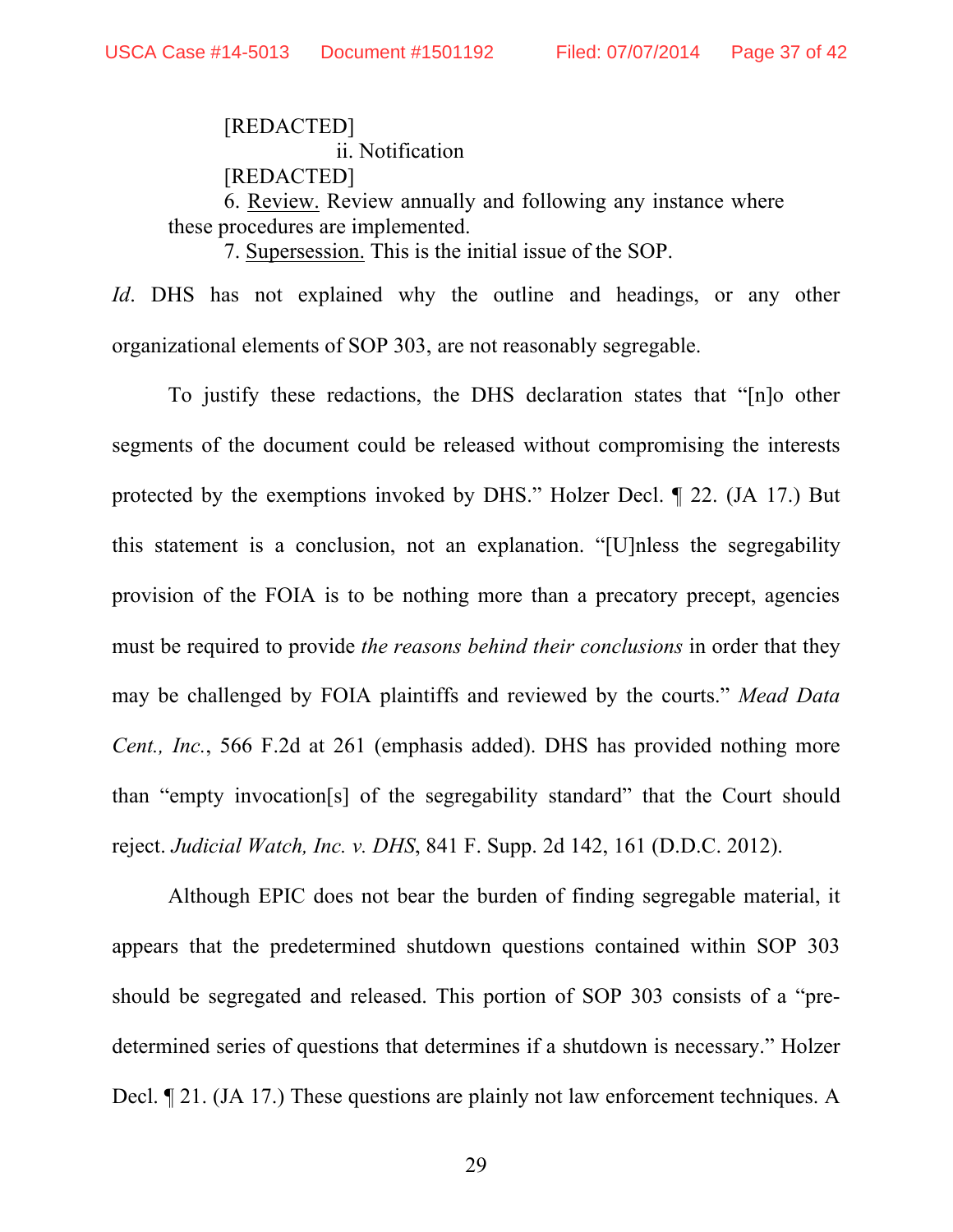[REDACTED]

ii. Notification

[REDACTED]

6. Review. Review annually and following any instance where these procedures are implemented.

7. Supersession. This is the initial issue of the SOP.

*Id*. DHS has not explained why the outline and headings, or any other organizational elements of SOP 303, are not reasonably segregable.

To justify these redactions, the DHS declaration states that "[n]o other segments of the document could be released without compromising the interests protected by the exemptions invoked by DHS." Holzer Decl. ¶ 22. (JA 17.) But this statement is a conclusion, not an explanation. "[U]nless the segregability provision of the FOIA is to be nothing more than a precatory precept, agencies must be required to provide *the reasons behind their conclusions* in order that they may be challenged by FOIA plaintiffs and reviewed by the courts." *Mead Data Cent., Inc.*, 566 F.2d at 261 (emphasis added). DHS has provided nothing more than "empty invocation[s] of the segregability standard" that the Court should reject. *Judicial Watch, Inc. v. DHS*, 841 F. Supp. 2d 142, 161 (D.D.C. 2012).

Although EPIC does not bear the burden of finding segregable material, it appears that the predetermined shutdown questions contained within SOP 303 should be segregated and released. This portion of SOP 303 consists of a "pre-determined series of questions that determines if a shutdown is necessary." Holzer Decl. ¶ 21. (JA 17.) These questions are plainly not law enforcement techniques. A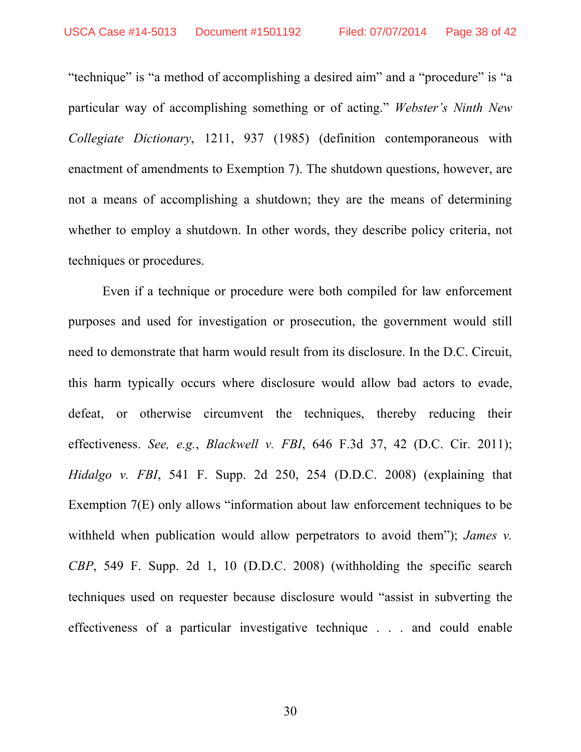"technique" is "a method of accomplishing a desired aim" and a "procedure" is "a particular way of accomplishing something or of acting." *Webster's Ninth New Collegiate Dictionary*, 1211, 937 (1985) (definition contemporaneous with enactment of amendments to Exemption 7). The shutdown questions, however, are not a means of accomplishing a shutdown; they are the means of determining whether to employ a shutdown. In other words, they describe policy criteria, not techniques or procedures.

Even if a technique or procedure were both compiled for law enforcement purposes and used for investigation or prosecution, the government would still need to demonstrate that harm would result from its disclosure. In the D.C. Circuit, this harm typically occurs where disclosure would allow bad actors to evade, defeat, or otherwise circumvent the techniques, thereby reducing their effectiveness. *See, e.g.*, *Blackwell v. FBI*, 646 F.3d 37, 42 (D.C. Cir. 2011); *Hidalgo v. FBI*, 541 F. Supp. 2d 250, 254 (D.D.C. 2008) (explaining that Exemption 7(E) only allows "information about law enforcement techniques to be withheld when publication would allow perpetrators to avoid them"); *James v. CBP*, 549 F. Supp. 2d 1, 10 (D.D.C. 2008) (withholding the specific search techniques used on requester because disclosure would "assist in subverting the effectiveness of a particular investigative technique . . . and could enable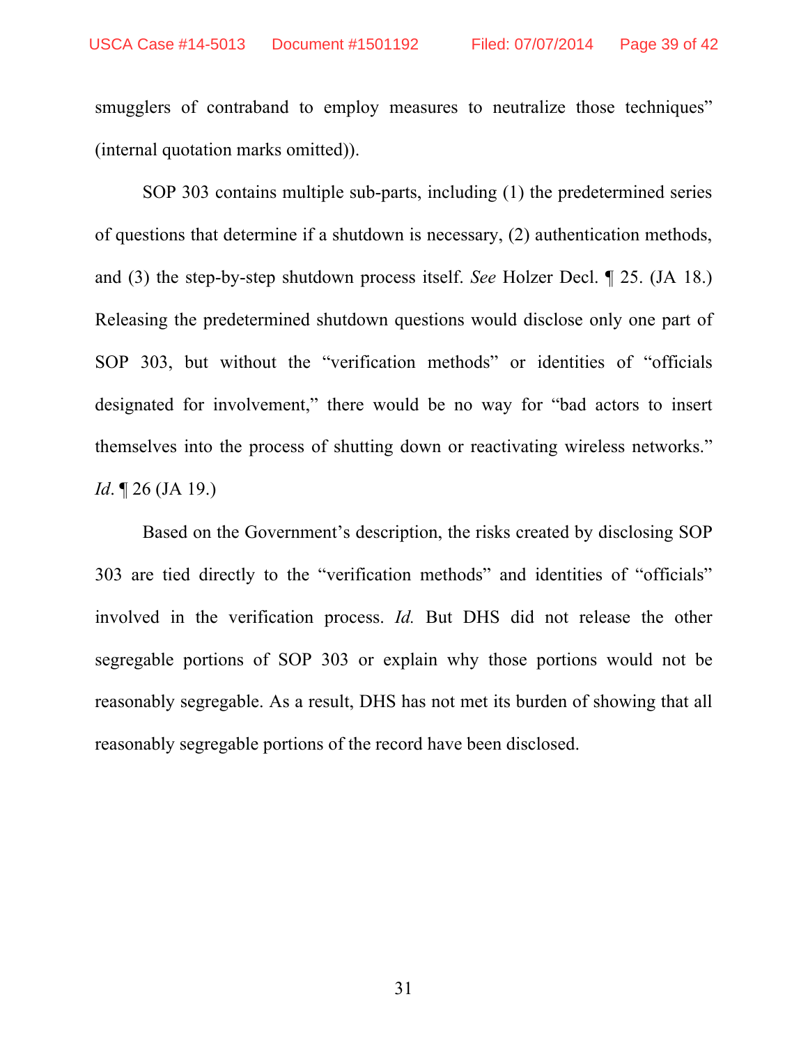smugglers of contraband to employ measures to neutralize those techniques" (internal quotation marks omitted)).

SOP 303 contains multiple sub-parts, including (1) the predetermined series of questions that determine if a shutdown is necessary, (2) authentication methods, and (3) the step-by-step shutdown process itself. *See* Holzer Decl. ¶ 25. (JA 18.) Releasing the predetermined shutdown questions would disclose only one part of SOP 303, but without the "verification methods" or identities of "officials designated for involvement," there would be no way for "bad actors to insert themselves into the process of shutting down or reactivating wireless networks." *Id*. ¶ 26 (JA 19.)

Based on the Government's description, the risks created by disclosing SOP 303 are tied directly to the "verification methods" and identities of "officials" involved in the verification process. *Id.* But DHS did not release the other segregable portions of SOP 303 or explain why those portions would not be reasonably segregable. As a result, DHS has not met its burden of showing that all reasonably segregable portions of the record have been disclosed.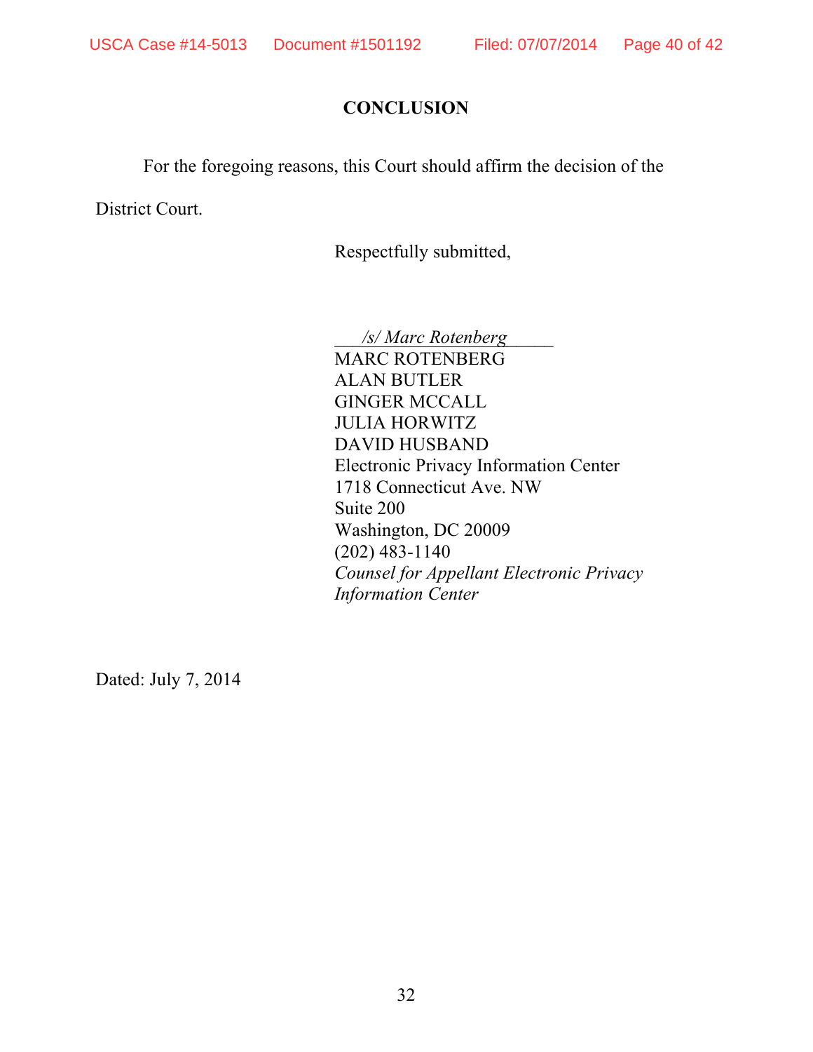## CONCLUSION

For the foregoing reasons, this Court should affirm the decision of the District Court.

Respectfully submitted,

*/s/ Marc Rotenberg*
MARC ROTENBERG
ALAN BUTLER
GINGER MCCALL
JULIA HORWITZ
DAVID HUSBAND
Electronic Privacy Information Center
1718 Connecticut Ave. NW
Suite 200
Washington, DC 20009
(202) 483-1140
*Counsel for Appellant Electronic Privacy Information Center*

Dated: July 7, 2014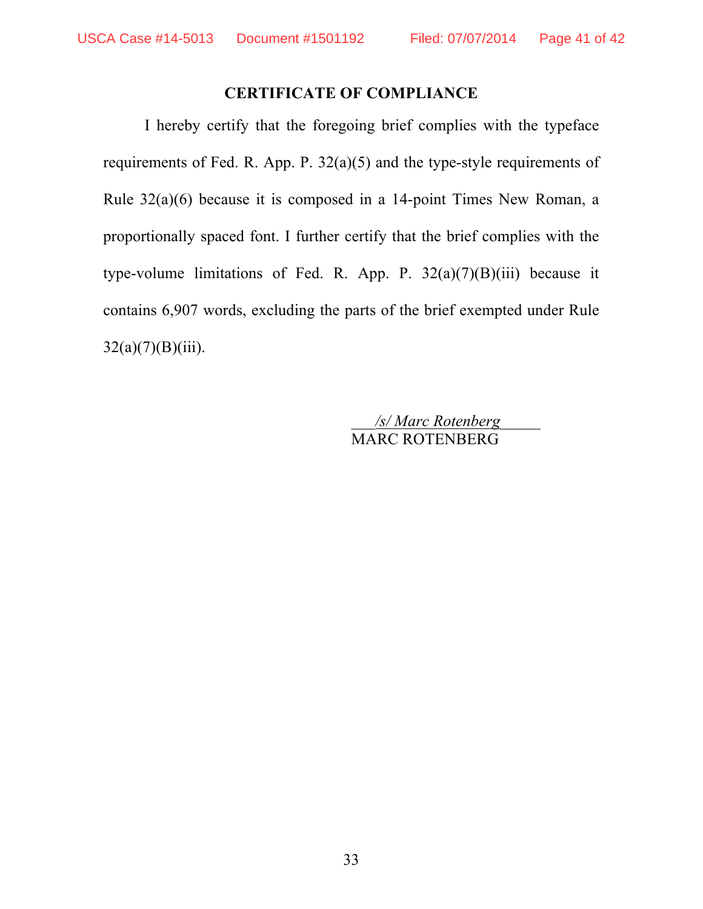# CERTIFICATE OF COMPLIANCE

I hereby certify that the foregoing brief complies with the typeface requirements of Fed. R. App. P. 32(a)(5) and the type-style requirements of Rule 32(a)(6) because it is composed in a 14-point Times New Roman, a proportionally spaced font. I further certify that the brief complies with the type-volume limitations of Fed. R. App. P. 32(a)(7)(B)(iii) because it contains 6,907 words, excluding the parts of the brief exempted under Rule 32(a)(7)(B)(iii).

*/s/ Marc Rotenberg*
MARC ROTENBERG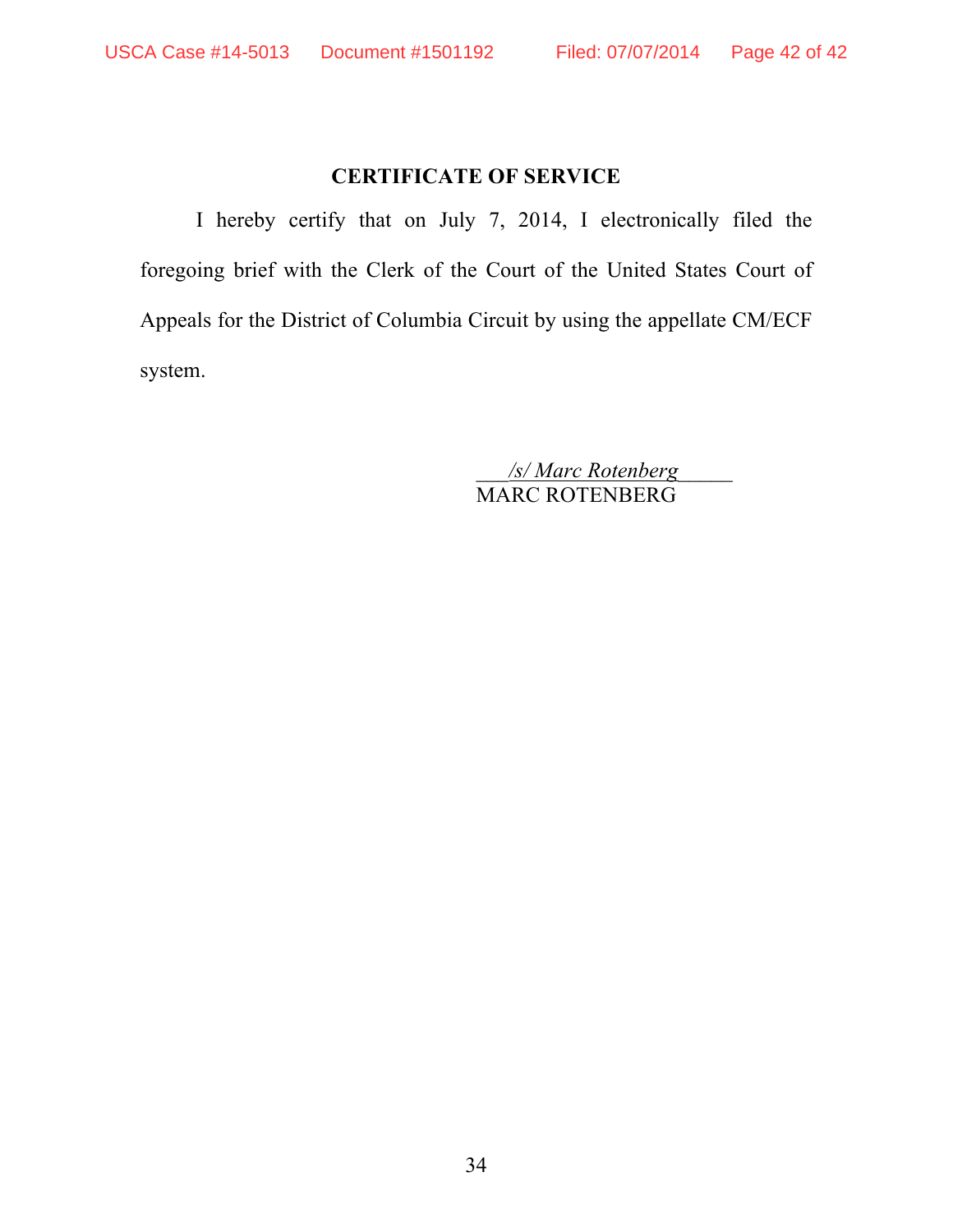## CERTIFICATE OF SERVICE

I hereby certify that on July 7, 2014, I electronically filed the foregoing brief with the Clerk of the Court of the United States Court of Appeals for the District of Columbia Circuit by using the appellate CM/ECF system.

*/s/ Marc Rotenberg*
MARC ROTENBERG